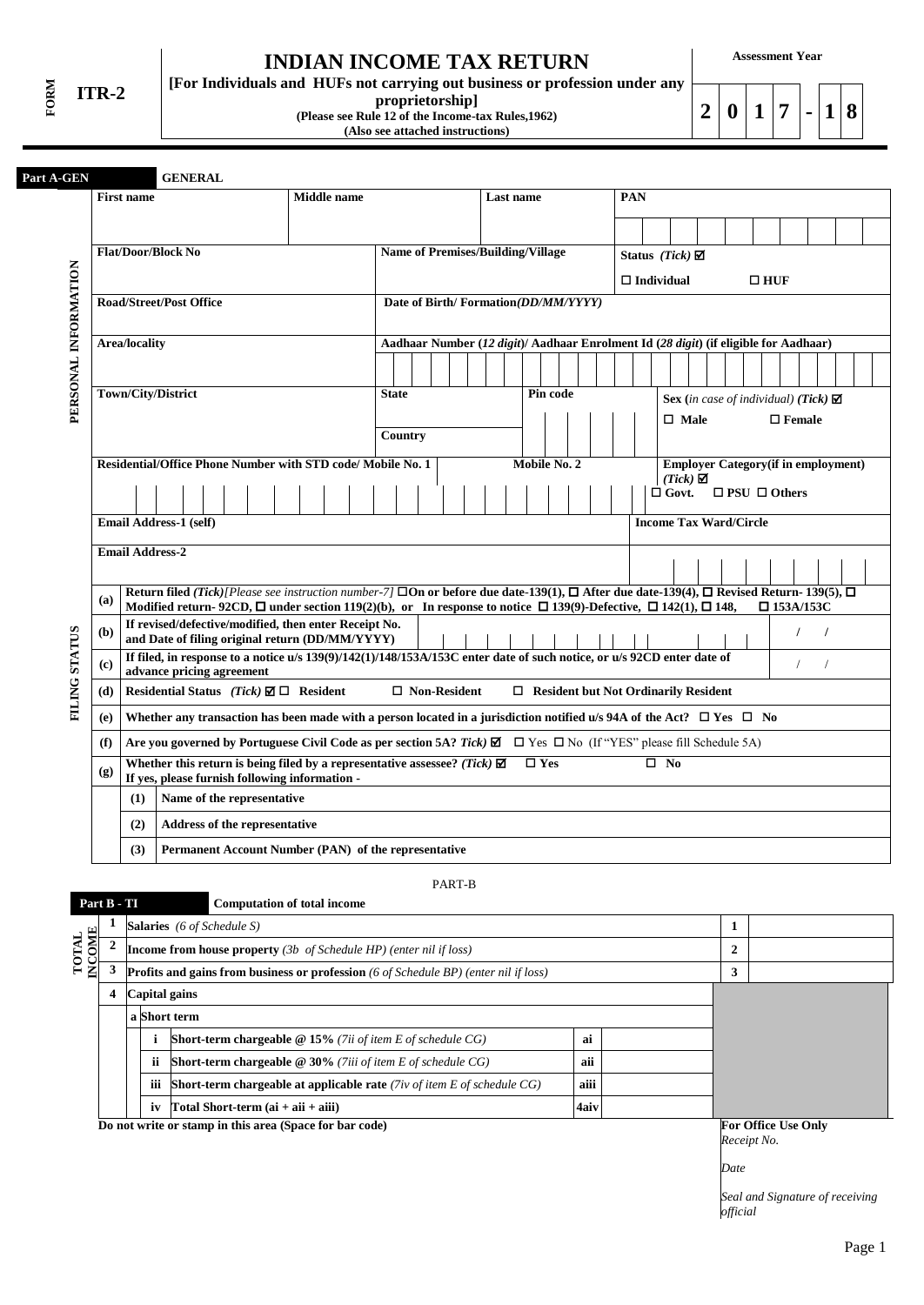**FORM ITR-2**

# INDIAN INCOME TAX RETURN

**[For Individuals and HUFs not carrying out business or profession under any proprietorship]**
**(Please see Rule 12 of the Income-tax Rules,1962)**
**(Also see attached instructions)**

**Assessment Year** 2 0 1 7 - 1 8

## Part A-GEN GENERAL

### PERSONAL INFORMATION

| First name | Middle name | Last name | PAN |
|---|---|---|---|
| | | | |
| **Flat/Door/Block No** | **Name of Premises/Building/Village** | | **Status (Tick) ☑** ☐ Individual ☐ HUF |
| **Road/Street/Post Office** | **Date of Birth/ Formation(DD/MM/YYYY)** | | |
| **Area/locality** | **Aadhaar Number (12 digit)/ Aadhaar Enrolment Id (28 digit) (if eligible for Aadhaar)** | | |
| **Town/City/District** | **State** / **Country** | **Pin code** | **Sex (in case of individual) (Tick) ☑** ☐ Male ☐ Female |
| **Residential/Office Phone Number with STD code/ Mobile No. 1** | | **Mobile No. 2** | **Employer Category(if in employment) (Tick) ☑** ☐ Govt. ☐ PSU ☐ Others |
| **Email Address-1 (self)** | | | **Income Tax Ward/Circle** |
| **Email Address-2** | | | |

### FILING STATUS

| | |
|---|---|
| **(a)** | **Return filed (Tick)** *[Please see instruction number-7]* ☐On or before due date-139(1), ☐ After due date-139(4), ☐ Revised Return- 139(5), ☐ Modified return- 92CD, ☐ under section 119(2)(b), or In response to notice ☐ 139(9)-Defective, ☐ 142(1), ☐ 148, ☐ 153A/153C |
| **(b)** | **If revised/defective/modified, then enter Receipt No. and Date of filing original return (DD/MM/YYYY)** / / |
| **(c)** | **If filed, in response to a notice u/s 139(9)/142(1)/148/153A/153C enter date of such notice, or u/s 92CD enter date of advance pricing agreement** / / |
| **(d)** | **Residential Status (Tick) ☑ ☐ Resident ☐ Non-Resident ☐ Resident but Not Ordinarily Resident** |
| **(e)** | **Whether any transaction has been made with a person located in a jurisdiction notified u/s 94A of the Act? ☐ Yes ☐ No** |
| **(f)** | **Are you governed by Portuguese Civil Code as per section 5A? Tick) ☑** ☐ Yes ☐ No (If "YES" please fill Schedule 5A) |
| **(g)** | **Whether this return is being filed by a representative assessee? (Tick) ☑ ☐ Yes ☐ No** **If yes, please furnish following information -** |
| | **(1)** Name of the representative |
| | **(2)** Address of the representative |
| | **(3)** Permanent Account Number (PAN) of the representative |

PART-B

## Part B - TI Computation of total income

### TOTAL INCOME

| | | | | | |
|---|---|---|---|---|---|
| **1** | **Salaries** *(6 of Schedule S)* | | | **1** | |
| **2** | **Income from house property** *(3b of Schedule HP) (enter nil if loss)* | | | **2** | |
| **3** | **Profits and gains from business or profession** *(6 of Schedule BP) (enter nil if loss)* | | | **3** | |
| **4** | **Capital gains** | | | | |
| | **a Short term** | | | | |
| | **i** | **Short-term chargeable @ 15%** *(7ii of item E of schedule CG)* | **ai** | | |
| | **ii** | **Short-term chargeable @ 30%** *(7iii of item E of schedule CG)* | **aii** | | |
| | **iii** | **Short-term chargeable at applicable rate** *(7iv of item E of schedule CG)* | **aiii** | | |
| | **iv** | **Total Short-term (ai + aii + aiii)** | **4aiv** | | |

**Do not write or stamp in this area (Space for bar code)**

**For Office Use Only**
*Receipt No.*

*Date*

*Seal and Signature of receiving official*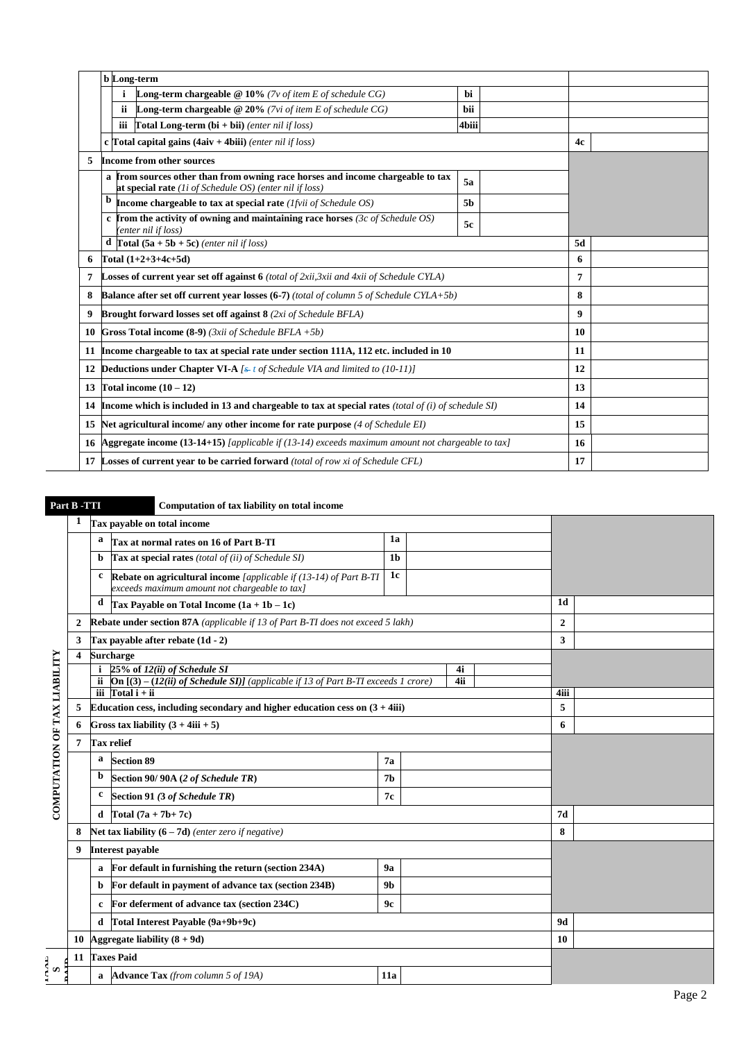| | | | | | |
|---|---|---|---|---|---|
| | **b** | **Long-term** | | | |
| | | **i** **Long-term chargeable @ 10%** *(7v of item E of schedule CG)* | **bi** | | |
| | | **ii** **Long-term chargeable @ 20%** *(7vi of item E of schedule CG)* | **bii** | | |
| | | **iii** **Total Long-term (bi + bii)** *(enter nil if loss)* | **4biii** | | |
| | **c** | **Total capital gains (4aiv + 4biii)** *(enter nil if loss)* | | **4c** | |
| **5** | | **Income from other sources** | | | |
| | **a** | **from sources other than from owning race horses and income chargeable to tax at special rate** *(1i of Schedule OS) (enter nil if loss)* | **5a** | | |
| | **b** | **Income chargeable to tax at special rate** *(1fvii of Schedule OS)* | **5b** | | |
| | **c** | **from the activity of owning and maintaining race horses** *(3c of Schedule OS) (enter nil if loss)* | **5c** | | |
| | **d** | **Total (5a + 5b + 5c)** *(enter nil if loss)* | | **5d** | |
| **6** | | **Total (1+2+3+4c+5d)** | | **6** | |
| **7** | | **Losses of current year set off against 6** *(total of 2xii,3xii and 4xii of Schedule CYLA)* | | **7** | |
| **8** | | **Balance after set off current year losses (6-7)** *(total of column 5 of Schedule CYLA+5b)* | | **8** | |
| **9** | | **Brought forward losses set off against 8** *(2xi of Schedule BFLA)* | | **9** | |
| **10** | | **Gross Total income (8-9)** *(3xii of Schedule BFLA +5b)* | | **10** | |
| **11** | | **Income chargeable to tax at special rate under section 111A, 112 etc. included in 10** | | **11** | |
| **12** | | **Deductions under Chapter VI-A** *[s t of Schedule VIA and limited to (10-11)]* | | **12** | |
| **13** | | **Total income (10 – 12)** | | **13** | |
| **14** | | **Income which is included in 13 and chargeable to tax at special rates** *(total of (i) of schedule SI)* | | **14** | |
| **15** | | **Net agricultural income/ any other income for rate purpose** *(4 of Schedule EI)* | | **15** | |
| **16** | | **Aggregate income (13-14+15)** *[applicable if (13-14) exceeds maximum amount not chargeable to tax]* | | **16** | |
| **17** | | **Losses of current year to be carried forward** *(total of row xi of Schedule CFL)* | | **17** | |

## Part B -TTI Computation of tax liability on total income

**COMPUTATION OF TAX LIABILITY**

| | | | | | | |
|---|---|---|---|---|---|---|
| **1** | | **Tax payable on total income** | | | | |
| | **a** | **Tax at normal rates on 16 of Part B-TI** | **1a** | | | |
| | **b** | **Tax at special rates** *(total of (ii) of Schedule SI)* | **1b** | | | |
| | **c** | **Rebate on agricultural income** *[applicable if (13-14) of Part B-TI exceeds maximum amount not chargeable to tax]* | **1c** | | | |
| | **d** | **Tax Payable on Total Income (1a + 1b – 1c)** | | | **1d** | |
| **2** | | **Rebate under section 87A** *(applicable if 13 of Part B-TI does not exceed 5 lakh)* | | | **2** | |
| **3** | | **Tax payable after rebate (1d - 2)** | | | **3** | |
| **4** | | **Surcharge** | | | | |
| | **i** | **25% of** ***12(ii) of Schedule SI*** | **4i** | | | |
| | **ii** | **On [(3) – (*****12(ii) of Schedule SI*****)]** *(applicable if 13 of Part B-TI exceeds 1 crore)* | **4ii** | | | |
| | **iii** | **Total i + ii** | | | **4iii** | |
| **5** | | **Education cess, including secondary and higher education cess on (3 + 4iii)** | | | **5** | |
| **6** | | **Gross tax liability (3 + 4iii + 5)** | | | **6** | |
| **7** | | **Tax relief** | | | | |
| | **a** | **Section 89** | **7a** | | | |
| | **b** | **Section 90/ 90A (*****2 of Schedule TR*****)** | **7b** | | | |
| | **c** | **Section 91** ***(3 of Schedule TR*****)** | **7c** | | | |
| | **d** | **Total (7a + 7b+ 7c)** | | | **7d** | |
| **8** | | **Net tax liability (6 – 7d)** *(enter zero if negative)* | | | **8** | |
| **9** | | **Interest payable** | | | | |
| | **a** | **For default in furnishing the return (section 234A)** | **9a** | | | |
| | **b** | **For default in payment of advance tax (section 234B)** | **9b** | | | |
| | **c** | **For deferment of advance tax (section 234C)** | **9c** | | | |
| | **d** | **Total Interest Payable (9a+9b+9c)** | | | **9d** | |
| **10** | | **Aggregate liability (8 + 9d)** | | | **10** | |
| **11** | | **Taxes Paid** | | | | |
| | **a** | **Advance Tax** *(from column 5 of 19A)* | **11a** | | | |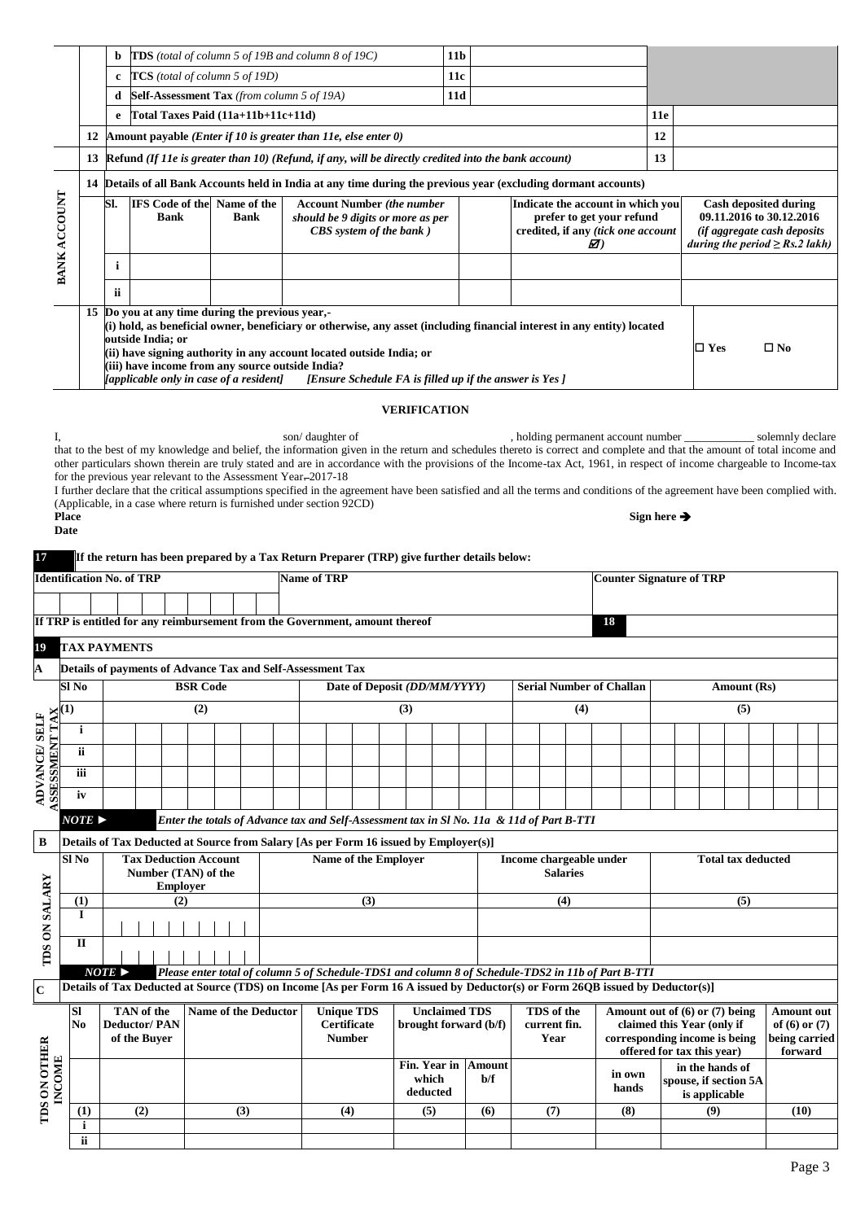| | | | | | |
|---|---|---|---|---|---|
| | b | **TDS** *(total of column 5 of 19B and column 8 of 19C)* | 11b | | |
| | c | **TCS** *(total of column 5 of 19D)* | 11c | | |
| | d | **Self-Assessment Tax** *(from column 5 of 19A)* | 11d | | |
| | e | **Total Taxes Paid (11a+11b+11c+11d)** | | 11e | |
| 12 | **Amount payable** *(Enter if 10 is greater than 11e, else enter 0)* | | | 12 | |
| 13 | **Refund** *(If 11e is greater than 10) (Refund, if any, will be directly credited into the bank account)* | | | 13 | |

**BANK ACCOUNT**

**14 Details of all Bank Accounts held in India at any time during the previous year (excluding dormant accounts)**

| Sl. | IFS Code of the Bank | Name of the Bank | Account Number *(the number should be 9 digits or more as per CBS system of the bank )* | Indicate the account in which you prefer to get your refund credited, if any *(tick one account ☑)* | Cash deposited during 09.11.2016 to 30.12.2016 *(if aggregate cash deposits during the period ≥ Rs.2 lakh)* |
|---|---|---|---|---|---|
| i | | | | | |
| ii | | | | | |

**15 Do you at any time during the previous year,-**
**(i) hold, as beneficial owner, beneficiary or otherwise, any asset (including financial interest in any entity) located outside India; or**
**(ii) have signing authority in any account located outside India; or**
**(iii) have income from any source outside India?**
***[applicable only in case of a resident]*** ***[Ensure Schedule FA is filled up if the answer is Yes ]***

☐ Yes ☐ No

## VERIFICATION

I, son/ daughter of , holding permanent account number \_\_\_\_\_\_\_\_\_\_\_\_ solemnly declare that to the best of my knowledge and belief, the information given in the return and schedules thereto is correct and complete and that the amount of total income and other particulars shown therein are truly stated and are in accordance with the provisions of the Income-tax Act, 1961, in respect of income chargeable to Income-tax for the previous year relevant to the Assessment Year 2017-18

I further declare that the critical assumptions specified in the agreement have been satisfied and all the terms and conditions of the agreement have been complied with. (Applicable, in a case where return is furnished under section 92CD)

**Place**

**Date**

**Sign here ➔**

**17 If the return has been prepared by a Tax Return Preparer (TRP) give further details below:**

| Identification No. of TRP | Name of TRP | Counter Signature of TRP |
|---|---|---|
| | | |

| If TRP is entitled for any reimbursement from the Government, amount thereof | 18 | |
|---|---|---|

**19 TAX PAYMENTS**

**A Details of payments of Advance Tax and Self-Assessment Tax** (ADVANCE/ SELF ASSESSMENT TAX)

| Sl No | BSR Code | Date of Deposit *(DD/MM/YYYY)* | Serial Number of Challan | Amount (Rs) |
|---|---|---|---|---|
| (1) | (2) | (3) | (4) | (5) |
| i | | | | |
| ii | | | | |
| iii | | | | |
| iv | | | | |

***NOTE ►*** ***Enter the totals of Advance tax and Self-Assessment tax in Sl No. 11a & 11d of Part B-TTI***

**B Details of Tax Deducted at Source from Salary [As per Form 16 issued by Employer(s)]** (TDS ON SALARY)

| Sl No | Tax Deduction Account Number (TAN) of the Employer | Name of the Employer | Income chargeable under Salaries | Total tax deducted |
|---|---|---|---|---|
| (1) | (2) | (3) | (4) | (5) |
| I | | | | |
| II | | | | |

***NOTE ►*** ***Please enter total of column 5 of Schedule-TDS1 and column 8 of Schedule-TDS2 in 11b of Part B-TTI***

**C Details of Tax Deducted at Source (TDS) on Income [As per Form 16 A issued by Deductor(s) or Form 26QB issued by Deductor(s)]** (TDS ON OTHER INCOME)

| Sl No | TAN of the Deductor/ PAN of the Buyer | Name of the Deductor | Unique TDS Certificate Number | Unclaimed TDS brought forward (b/f) | | TDS of the current fin. Year | Amount out of (6) or (7) being claimed this Year (only if corresponding income is being offered for tax this year) | | Amount out of (6) or (7) being carried forward |
|---|---|---|---|---|---|---|---|---|---|
| | | | | Fin. Year in which deducted | Amount b/f | | in own hands | in the hands of spouse, if section 5A is applicable | |
| (1) | (2) | (3) | (4) | (5) | (6) | (7) | (8) | (9) | (10) |
| i | | | | | | | | | |
| ii | | | | | | | | | |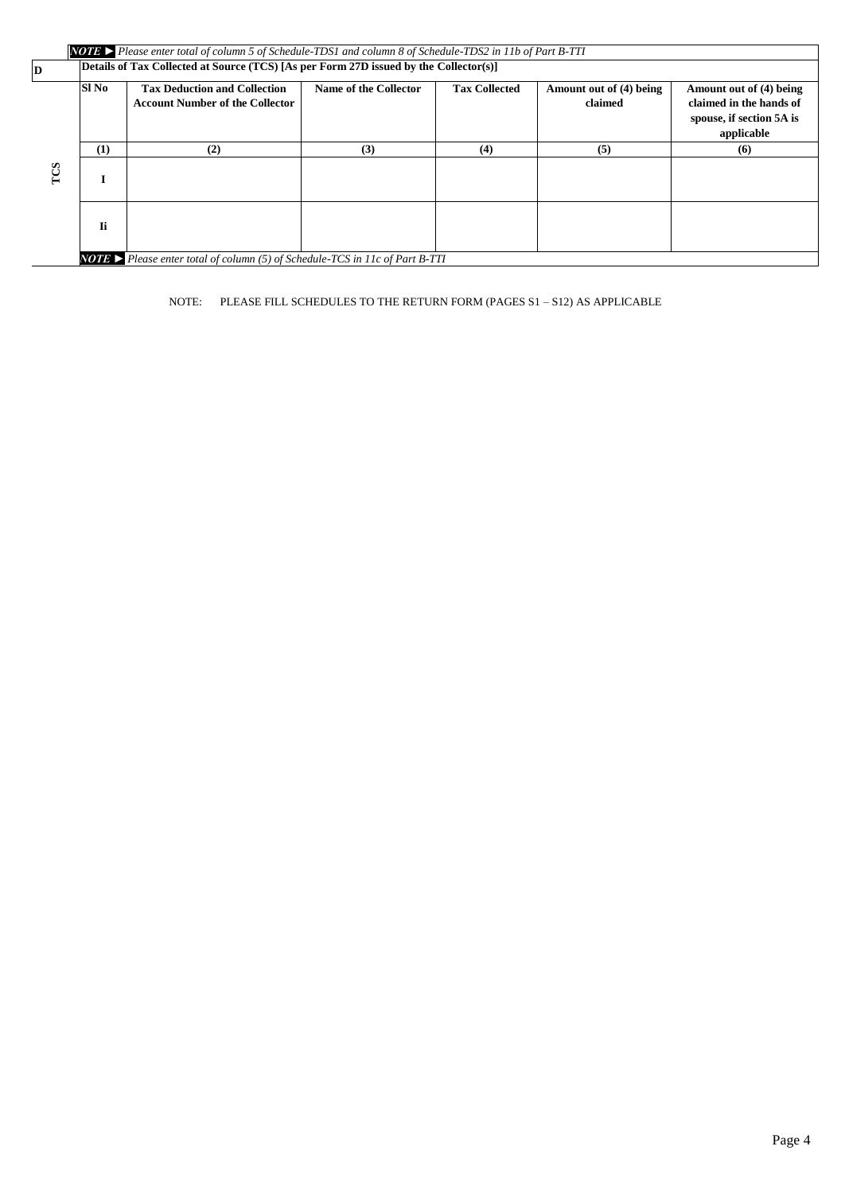*NOTE ► Please enter total of column 5 of Schedule-TDS1 and column 8 of Schedule-TDS2 in 11b of Part B-TTI*

| D | Details of Tax Collected at Source (TCS) [As per Form 27D issued by the Collector(s)] | | | | | |
|---|---|---|---|---|---|---|
| TCS | **Sl No** | **Tax Deduction and Collection Account Number of the Collector** | **Name of the Collector** | **Tax Collected** | **Amount out of (4) being claimed** | **Amount out of (4) being claimed in the hands of spouse, if section 5A is applicable** |
| | **(1)** | **(2)** | **(3)** | **(4)** | **(5)** | **(6)** |
| | **I** | | | | | |
| | **Ii** | | | | | |

*NOTE ► Please enter total of column (5) of Schedule-TCS in 11c of Part B-TTI*

NOTE: PLEASE FILL SCHEDULES TO THE RETURN FORM (PAGES S1 – S12) AS APPLICABLE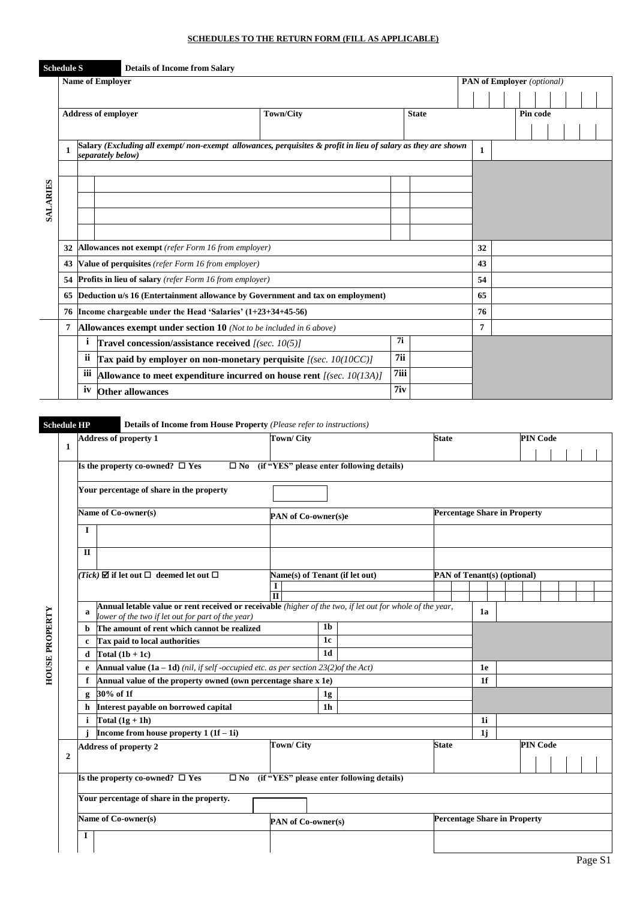**SCHEDULES TO THE RETURN FORM (FILL AS APPLICABLE)**

## Schedule S — Details of Income from Salary

| SALARIES | | | | | |
|---|---|---|---|---|---|
| Name of Employer | | | | PAN of Employer *(optional)* | |
| Address of employer | Town/City | State | | Pin code | |
| 1 | Salary *(Excluding all exempt/ non-exempt allowances, perquisites & profit in lieu of salary as they are shown separately below)* | | | 1 | |
| | | | | | |
| | | | | | |
| | | | | | |
| | | | | | |
| 32 | **Allowances not exempt** *(refer Form 16 from employer)* | | | 32 | |
| 43 | **Value of perquisites** *(refer Form 16 from employer)* | | | 43 | |
| 54 | **Profits in lieu of salary** *(refer Form 16 from employer)* | | | 54 | |
| 65 | **Deduction u/s 16 (Entertainment allowance by Government and tax on employment)** | | | 65 | |
| 76 | **Income chargeable under the Head 'Salaries' (1+23+34+45-56)** | | | 76 | |
| 7 | **Allowances exempt under section 10** *(Not to be included in 6 above)* | | | 7 | |
| | i | **Travel concession/assistance received** *[(sec. 10(5)]* | 7i | | |
| | ii | **Tax paid by employer on non-monetary perquisite** *[(sec. 10(10CC)]* | 7ii | | |
| | iii | **Allowance to meet expenditure incurred on house rent** *[(sec. 10(13A)]* | 7iii | | |
| | iv | **Other allowances** | 7iv | | |

## Schedule HP — Details of Income from House Property *(Please refer to instructions)*

| HOUSE PROPERTY | | | | | | |
|---|---|---|---|---|---|---|
| 1 | **Address of property 1** | | Town/ City | | State | PIN Code |
| | Is the property co-owned? ☐ Yes ☐ No (if "YES" please enter following details) | | | | | |
| | Your percentage of share in the property | | | | | |
| | Name of Co-owner(s) | | PAN of Co-owner(s)e | | Percentage Share in Property | |
| | I | | | | | |
| | II | | | | | |
| | *(Tick)* ☑ if let out ☐ deemed let out ☐ | | Name(s) of Tenant (if let out) I / II | | PAN of Tenant(s) (optional) | |
| | a | **Annual letable value or rent received or receivable** *(higher of the two, if let out for whole of the year, lower of the two if let out for part of the year)* | | | 1a | |
| | b | **The amount of rent which cannot be realized** | 1b | | | |
| | c | **Tax paid to local authorities** | 1c | | | |
| | d | **Total (1b + 1c)** | 1d | | | |
| | e | **Annual value (1a – 1d)** *(nil, if self -occupied etc. as per section 23(2)of the Act)* | | | 1e | |
| | f | **Annual value of the property owned (own percentage share x 1e)** | | | 1f | |
| | g | **30% of 1f** | 1g | | | |
| | h | **Interest payable on borrowed capital** | 1h | | | |
| | i | **Total (1g + 1h)** | | | 1i | |
| | j | **Income from house property 1 (1f – 1i)** | | | 1j | |
| 2 | **Address of property 2** | | Town/ City | | State | PIN Code |
| | Is the property co-owned? ☐ Yes ☐ No (if "YES" please enter following details) | | | | | |
| | Your percentage of share in the property. | | | | | |
| | Name of Co-owner(s) | | PAN of Co-owner(s) | | Percentage Share in Property | |
| | I | | | | | |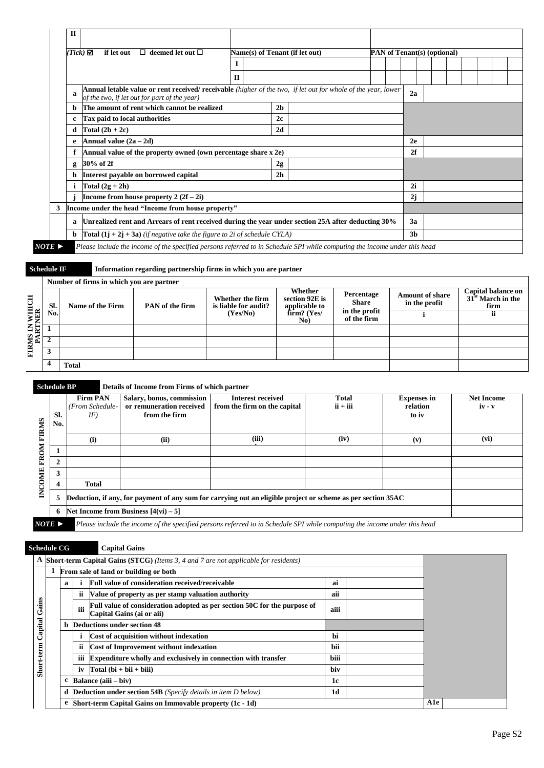| | | | | | | |
|---|---|---|---|---|---|---|
| | II | | | | | |
| | (Tick) ☑ if let out ☐ deemed let out ☐ | | Name(s) of Tenant (if let out) | | PAN of Tenant(s) (optional) | |
| | | | I | | | |
| | | | II | | | |
| | a | Annual letable value or rent received/ receivable *(higher of the two, if let out for whole of the year, lower of the two, if let out for part of the year)* | | | 2a | |
| | b | The amount of rent which cannot be realized | 2b | | | |
| | c | Tax paid to local authorities | 2c | | | |
| | d | Total (2b + 2c) | 2d | | | |
| | e | Annual value (2a – 2d) | | | 2e | |
| | f | Annual value of the property owned (own percentage share x 2e) | | | 2f | |
| | g | 30% of 2f | 2g | | | |
| | h | Interest payable on borrowed capital | 2h | | | |
| | i | Total (2g + 2h) | | | 2i | |
| | j | Income from house property 2 (2f – 2i) | | | 2j | |
| 3 | | Income under the head "Income from house property" | | | | |
| | a | Unrealized rent and Arrears of rent received during the year under section 25A after deducting 30% | | | 3a | |
| | b | Total (1j + 2j + 3a) *(if negative take the figure to 2i of schedule CYLA)* | | | 3b | |

*NOTE ►* *Please include the income of the specified persons referred to in Schedule SPI while computing the income under this head*

## Schedule IF — Information regarding partnership firms in which you are partner

**FIRMS IN WHICH PARTNER**

Number of firms in which you are partner

| Sl. No. | Name of the Firm | PAN of the firm | Whether the firm is liable for audit? (Yes/No) | Whether section 92E is applicable to firm? (Yes/ No) | Percentage Share in the profit of the firm | Amount of share in the profit | Capital balance on 31st March in the firm |
|---|---|---|---|---|---|---|---|
| | | | | | | i | ii |
| 1 | | | | | | | |
| 2 | | | | | | | |
| 3 | | | | | | | |
| 4 | Total | | | | | | |

## Schedule BP — Details of Income from Firms of which partner

**INCOME FROM FIRMS**

| Sl. No. | Firm PAN *(From Schedule-IF)* | Salary, bonus, commission or remuneration received from the firm | Interest received from the firm on the capital | Total ii + iii | Expenses in relation to iv | Net Income iv - v |
|---|---|---|---|---|---|---|
| | (i) | (ii) | (iii) | (iv) | (v) | (vi) |
| 1 | | | | | | |
| 2 | | | | | | |
| 3 | | | | | | |
| 4 | Total | | | | | |
| 5 | Deduction, if any, for payment of any sum for carrying out an eligible project or scheme as per section 35AC | | | | | |
| 6 | Net Income from Business [4(vi) – 5] | | | | | |

*NOTE ►* *Please include the income of the specified persons referred to in Schedule SPI while computing the income under this head*

## Schedule CG — Capital Gains

**Short-term Capital Gains**

| | | | | | |
|---|---|---|---|---|---|
| A | | Short-term Capital Gains (STCG) *(Items 3, 4 and 7 are not applicable for residents)* | | | |
| 1 | | From sale of land or building or both | | | |
| a | i | Full value of consideration received/receivable | ai | | |
| | ii | Value of property as per stamp valuation authority | aii | | |
| | iii | Full value of consideration adopted as per section 50C for the purpose of Capital Gains (ai or aii) | aiii | | |
| b | | Deductions under section 48 | | | |
| | i | Cost of acquisition without indexation | bi | | |
| | ii | Cost of Improvement without indexation | bii | | |
| | iii | Expenditure wholly and exclusively in connection with transfer | biii | | |
| | iv | Total (bi + bii + biii) | biv | | |
| c | | Balance (aiii – biv) | 1c | | |
| d | | Deduction under section 54B *(Specify details in item D below)* | 1d | | |
| e | | Short-term Capital Gains on Immovable property (1c - 1d) | | A1e | |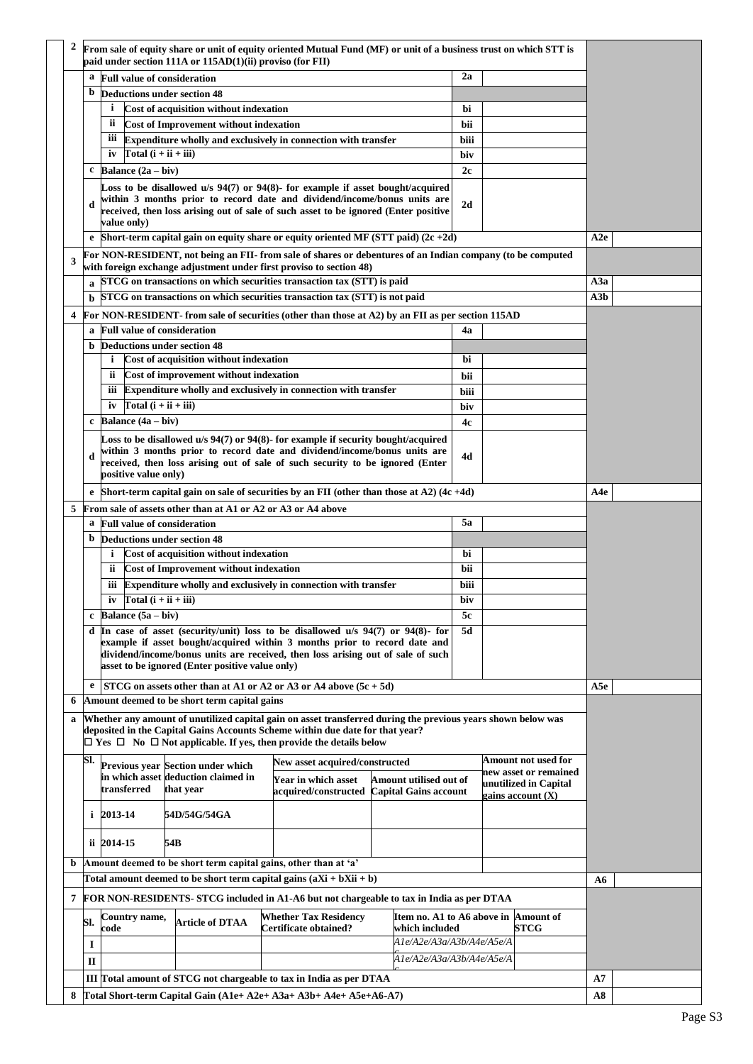| | | | | | |
|---|---|---|---|---|---|
| **2** | **From sale of equity share or unit of equity oriented Mutual Fund (MF) or unit of a business trust on which STT is paid under section 111A or 115AD(1)(ii) proviso (for FII)** | | | | |
| | **a** Full value of consideration | **2a** | | | |
| | **b** Deductions under section 48 | | | | |
| | **i** Cost of acquisition without indexation | **bi** | | | |
| | **ii** Cost of Improvement without indexation | **bii** | | | |
| | **iii** Expenditure wholly and exclusively in connection with transfer | **biii** | | | |
| | **iv** Total (i + ii + iii) | **biv** | | | |
| | **c** Balance (2a – biv) | **2c** | | | |
| | **d** Loss to be disallowed u/s 94(7) or 94(8)- for example if asset bought/acquired within 3 months prior to record date and dividend/income/bonus units are received, then loss arising out of sale of such asset to be ignored (Enter positive value only) | **2d** | | | |
| | **e** Short-term capital gain on equity share or equity oriented MF (STT paid) (2c +2d) | | | **A2e** | |
| **3** | **For NON-RESIDENT, not being an FII- from sale of shares or debentures of an Indian company (to be computed with foreign exchange adjustment under first proviso to section 48)** | | | | |
| | **a** STCG on transactions on which securities transaction tax (STT) is paid | | | **A3a** | |
| | **b** STCG on transactions on which securities transaction tax (STT) is not paid | | | **A3b** | |
| **4** | **For NON-RESIDENT- from sale of securities (other than those at A2) by an FII as per section 115AD** | | | | |
| | **a** Full value of consideration | **4a** | | | |
| | **b** Deductions under section 48 | | | | |
| | **i** Cost of acquisition without indexation | **bi** | | | |
| | **ii** Cost of improvement without indexation | **bii** | | | |
| | **iii** Expenditure wholly and exclusively in connection with transfer | **biii** | | | |
| | **iv** Total (i + ii + iii) | **biv** | | | |
| | **c** Balance (4a – biv) | **4c** | | | |
| | **d** Loss to be disallowed u/s 94(7) or 94(8)- for example if security bought/acquired within 3 months prior to record date and dividend/income/bonus units are received, then loss arising out of sale of such security to be ignored (Enter positive value only) | **4d** | | | |
| | **e** Short-term capital gain on sale of securities by an FII (other than those at A2) (4c +4d) | | | **A4e** | |
| **5** | **From sale of assets other than at A1 or A2 or A3 or A4 above** | | | | |
| | **a** Full value of consideration | **5a** | | | |
| | **b** Deductions under section 48 | | | | |
| | **i** Cost of acquisition without indexation | **bi** | | | |
| | **ii** Cost of Improvement without indexation | **bii** | | | |
| | **iii** Expenditure wholly and exclusively in connection with transfer | **biii** | | | |
| | **iv** Total (i + ii + iii) | **biv** | | | |
| | **c** Balance (5a – biv) | **5c** | | | |
| | **d** In case of asset (security/unit) loss to be disallowed u/s 94(7) or 94(8)- for example if asset bought/acquired within 3 months prior to record date and dividend/income/bonus units are received, then loss arising out of sale of such asset to be ignored (Enter positive value only) | **5d** | | | |
| | **e** STCG on assets other than at A1 or A2 or A3 or A4 above (5c + 5d) | | | **A5e** | |
| **6** | **Amount deemed to be short term capital gains** | | | | |
| **a** | **Whether any amount of unutilized capital gain on asset transferred during the previous years shown below was deposited in the Capital Gains Accounts Scheme within due date for that year?**<br>☐ Yes ☐ No ☐ Not applicable. If yes, then provide the details below | | | | |

| Sl. | Previous year in which asset transferred | Section under which deduction claimed in that year | New asset acquired/constructed | | Amount not used for new asset or remained unutilized in Capital gains account (X) |
|---|---|---|---|---|---|
| | | | Year in which asset acquired/constructed | Amount utilised out of Capital Gains account | |
| i | 2013-14 | 54D/54G/54GA | | | |
| ii | 2014-15 | 54B | | | |

| | | | |
|---|---|---|---|
| **b** | **Amount deemed to be short term capital gains, other than at 'a'** | | |
| | **Total amount deemed to be short term capital gains (aXi + bXii + b)** | **A6** | |
| **7** | **FOR NON-RESIDENTS- STCG included in A1-A6 but not chargeable to tax in India as per DTAA** | | |

| Sl. | Country name, code | Article of DTAA | Whether Tax Residency Certificate obtained? | Item no. A1 to A6 above in which included | Amount of STCG |
|---|---|---|---|---|---|
| I | | | | *A1e/A2e/A3a/A3b/A4e/A5e/A6* | |
| II | | | | *A1e/A2e/A3a/A3b/A4e/A5e/A6* | |
| III | **Total amount of STCG not chargeable to tax in India as per DTAA** | | | **A7** | |

| | | | |
|---|---|---|---|
| **8** | **Total Short-term Capital Gain (A1e+ A2e+ A3a+ A3b+ A4e+ A5e+A6-A7)** | **A8** | |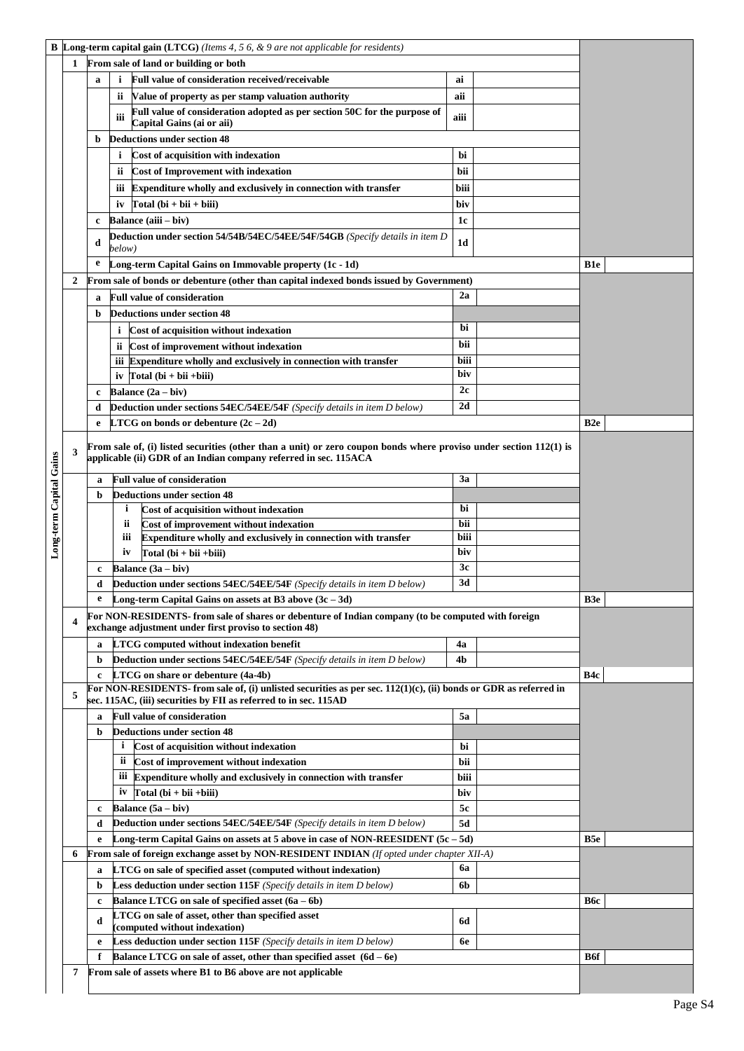| | | | | | | | | |
|---|---|---|---|---|---|---|---|---|
| **B** | **Long-term capital gain (LTCG)** *(Items 4, 5 6, & 9 are not applicable for residents)* | | | | | | | |
| Long-term Capital Gains | **1** | **From sale of land or building or both** | | | | | | |
| | | **a** | **i** | **Full value of consideration received/receivable** | **ai** | | | |
| | | | **ii** | **Value of property as per stamp valuation authority** | **aii** | | | |
| | | | **iii** | **Full value of consideration adopted as per section 50C for the purpose of Capital Gains (ai or aii)** | **aiii** | | | |
| | | **b** | **Deductions under section 48** | | | | | |
| | | | **i** | **Cost of acquisition with indexation** | **bi** | | | |
| | | | **ii** | **Cost of Improvement with indexation** | **bii** | | | |
| | | | **iii** | **Expenditure wholly and exclusively in connection with transfer** | **biii** | | | |
| | | | **iv** | **Total (bi + bii + biii)** | **biv** | | | |
| | | **c** | **Balance (aiii – biv)** | | **1c** | | | |
| | | **d** | **Deduction under section 54/54B/54EC/54EE/54F/54GB** *(Specify details in item D below)* | | **1d** | | | |
| | | **e** | **Long-term Capital Gains on Immovable property (1c - 1d)** | | | | **B1e** | |
| | **2** | **From sale of bonds or debenture (other than capital indexed bonds issued by Government)** | | | | | | |
| | | **a** | **Full value of consideration** | | **2a** | | | |
| | | **b** | **Deductions under section 48** | | | | | |
| | | | **i** | **Cost of acquisition without indexation** | **bi** | | | |
| | | | **ii** | **Cost of improvement without indexation** | **bii** | | | |
| | | | **iii** | **Expenditure wholly and exclusively in connection with transfer** | **biii** | | | |
| | | | **iv** | **Total (bi + bii +biii)** | **biv** | | | |
| | | **c** | **Balance (2a – biv)** | | **2c** | | | |
| | | **d** | **Deduction under sections 54EC/54EE/54F** *(Specify details in item D below)* | | **2d** | | | |
| | | **e** | **LTCG on bonds or debenture (2c – 2d)** | | | | **B2e** | |
| | **3** | **From sale of, (i) listed securities (other than a unit) or zero coupon bonds where proviso under section 112(1) is applicable (ii) GDR of an Indian company referred in sec. 115ACA** | | | | | | |
| | | **a** | **Full value of consideration** | | **3a** | | | |
| | | **b** | **Deductions under section 48** | | | | | |
| | | | **i** | **Cost of acquisition without indexation** | **bi** | | | |
| | | | **ii** | **Cost of improvement without indexation** | **bii** | | | |
| | | | **iii** | **Expenditure wholly and exclusively in connection with transfer** | **biii** | | | |
| | | | **iv** | **Total (bi + bii +biii)** | **biv** | | | |
| | | **c** | **Balance (3a – biv)** | | **3c** | | | |
| | | **d** | **Deduction under sections 54EC/54EE/54F** *(Specify details in item D below)* | | **3d** | | | |
| | | **e** | **Long-term Capital Gains on assets at B3 above (3c – 3d)** | | | | **B3e** | |
| | **4** | **For NON-RESIDENTS- from sale of shares or debenture of Indian company (to be computed with foreign exchange adjustment under first proviso to section 48)** | | | | | | |
| | | **a** | **LTCG computed without indexation benefit** | | **4a** | | | |
| | | **b** | **Deduction under sections 54EC/54EE/54F** *(Specify details in item D below)* | | **4b** | | | |
| | | **c** | **LTCG on share or debenture (4a-4b)** | | | | **B4c** | |
| | **5** | **For NON-RESIDENTS- from sale of, (i) unlisted securities as per sec. 112(1)(c), (ii) bonds or GDR as referred in sec. 115AC, (iii) securities by FII as referred to in sec. 115AD** | | | | | | |
| | | **a** | **Full value of consideration** | | **5a** | | | |
| | | **b** | **Deductions under section 48** | | | | | |
| | | | **i** | **Cost of acquisition without indexation** | **bi** | | | |
| | | | **ii** | **Cost of improvement without indexation** | **bii** | | | |
| | | | **iii** | **Expenditure wholly and exclusively in connection with transfer** | **biii** | | | |
| | | | **iv** | **Total (bi + bii +biii)** | **biv** | | | |
| | | **c** | **Balance (5a – biv)** | | **5c** | | | |
| | | **d** | **Deduction under sections 54EC/54EE/54F** *(Specify details in item D below)* | | **5d** | | | |
| | | **e** | **Long-term Capital Gains on assets at 5 above in case of NON-REESIDENT (5c – 5d)** | | | | **B5e** | |
| | **6** | **From sale of foreign exchange asset by NON-RESIDENT INDIAN** *(If opted under chapter XII-A)* | | | | | | |
| | | **a** | **LTCG on sale of specified asset (computed without indexation)** | | **6a** | | | |
| | | **b** | **Less deduction under section 115F** *(Specify details in item D below)* | | **6b** | | | |
| | | **c** | **Balance LTCG on sale of specified asset (6a – 6b)** | | | | **B6c** | |
| | | **d** | **LTCG on sale of asset, other than specified asset (computed without indexation)** | | **6d** | | | |
| | | **e** | **Less deduction under section 115F** *(Specify details in item D below)* | | **6e** | | | |
| | | **f** | **Balance LTCG on sale of asset, other than specified asset (6d – 6e)** | | | | **B6f** | |
| | **7** | **From sale of assets where B1 to B6 above are not applicable** | | | | | | |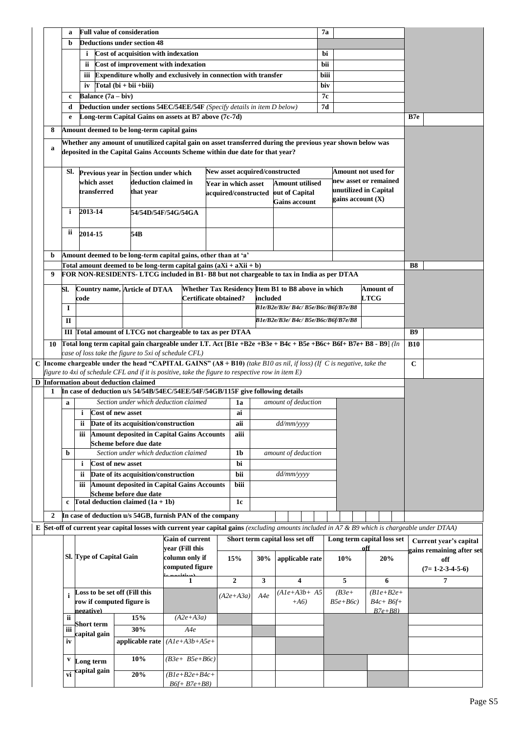| | | | | | |
|---|---|---|---|---|---|
| a | Full value of consideration | | 7a | | |
| b | Deductions under section 48 | | | | |
| | i | Cost of acquisition with indexation | bi | | |
| | ii | Cost of improvement with indexation | bii | | |
| | iii | Expenditure wholly and exclusively in connection with transfer | biii | | |
| | iv | Total (bi + bii +biii) | biv | | |
| c | Balance (7a – biv) | | 7c | | |
| d | Deduction under sections 54EC/54EE/54F *(Specify details in item D below)* | | 7d | | |
| e | Long-term Capital Gains on assets at B7 above (7c-7d) | | | B7e | |

**8** Amount deemed to be long-term capital gains

**a** Whether any amount of unutilized capital gain on asset transferred during the previous year shown below was deposited in the Capital Gains Accounts Scheme within due date for that year?

| Sl. | Previous year in which asset transferred | Section under which deduction claimed in that year | New asset acquired/constructed: Year in which asset acquired/constructed | New asset acquired/constructed: Amount utilised out of Capital Gains account | Amount not used for new asset or remained unutilized in Capital gains account (X) |
|---|---|---|---|---|---|
| i | 2013-14 | 54/54D/54F/54G/54GA | | | |
| ii | 2014-15 | 54B | | | |

**b** Amount deemed to be long-term capital gains, other than at 'a'

Total amount deemed to be long-term capital gains (aXi + aXii + b) — **B8**

**9** FOR NON-RESIDENTS- LTCG included in B1- B8 but not chargeable to tax in India as per DTAA

| Sl. | Country name, code | Article of DTAA | Whether Tax Residency Certificate obtained? | Item B1 to B8 above in which included | Amount of LTCG |
|---|---|---|---|---|---|
| I | | | | B1e/B2e/B3e/ B4c/ B5e/B6c/B6f/B7e/B8 | |
| II | | | | B1e/B2e/B3e/ B4c/ B5e/B6c/B6f/B7e/B8 | |
| III | Total amount of LTCG not chargeable to tax as per DTAA | | | | B9 |

**10** Total long term capital gain chargeable under I.T. Act [B1e +B2e +B3e + B4c + B5e +B6c+ B6f+ B7e+ B8 - B9] *(In case of loss take the figure to 5xi of schedule CFL)* — **B10**

**C** Income chargeable under the head "CAPITAL GAINS" (A8 + B10) *(take B10 as nil, if loss) (If C is negative, take the figure to 4xi of schedule CFL and if it is positive, take the figure to respective row in item E)* — **C**

**D** Information about deduction claimed

**1** In case of deduction u/s 54/54B/54EC/54EE/54F/54GB/115F give following details

| | | | | |
|---|---|---|---|---|
| a | | *Section under which deduction claimed* | 1a | *amount of deduction* |
| | i | Cost of new asset | ai | |
| | ii | Date of its acquisition/construction | aii | *dd/mm/yyyy* |
| | iii | Amount deposited in Capital Gains Accounts Scheme before due date | aiii | |
| b | | *Section under which deduction claimed* | 1b | *amount of deduction* |
| | i | Cost of new asset | bi | |
| | ii | Date of its acquisition/construction | bii | *dd/mm/yyyy* |
| | iii | Amount deposited in Capital Gains Accounts Scheme before due date | biii | |
| c | | Total deduction claimed (1a + 1b) | 1c | |

**2** In case of deduction u/s 54GB, furnish PAN of the company

**E** Set-off of current year capital losses with current year capital gains *(excluding amounts included in A7 & B9 which is chargeable under DTAA)*

| Sl. | Type of Capital Gain | | Gain of current year (Fill this column only if computed figure is positive) | Short term capital loss set off: 15% | Short term capital loss set off: 30% | Short term capital loss set off: applicable rate | Long term capital loss set off: 10% | Long term capital loss set off: 20% | Current year's capital gains remaining after set off (7= 1-2-3-4-5-6) |
|---|---|---|---|---|---|---|---|---|---|
| | | | 1 | 2 | 3 | 4 | 5 | 6 | 7 |
| i | Loss to be set off (Fill this row if computed figure is negative) | | | *(A2e+A3a)* | *A4e* | *(A1e+A3b+ A5 +A6)* | *(B3e+ B5e+B6c)* | *(B1e+B2e+ B4c+ B6f+ B7e+B8)* | |
| ii | Short term capital gain | 15% | *(A2e+A3a)* | | | | | | |
| iii | | 30% | *A4e* | | | | | | |
| iv | | applicable rate | *(A1e+A3b+A5e+* | | | | | | |
| v | Long term capital gain | 10% | *(B3e+ B5e+B6c)* | | | | | | |
| vi | | 20% | *(B1e+B2e+B4c+ B6f+ B7e+B8)* | | | | | | |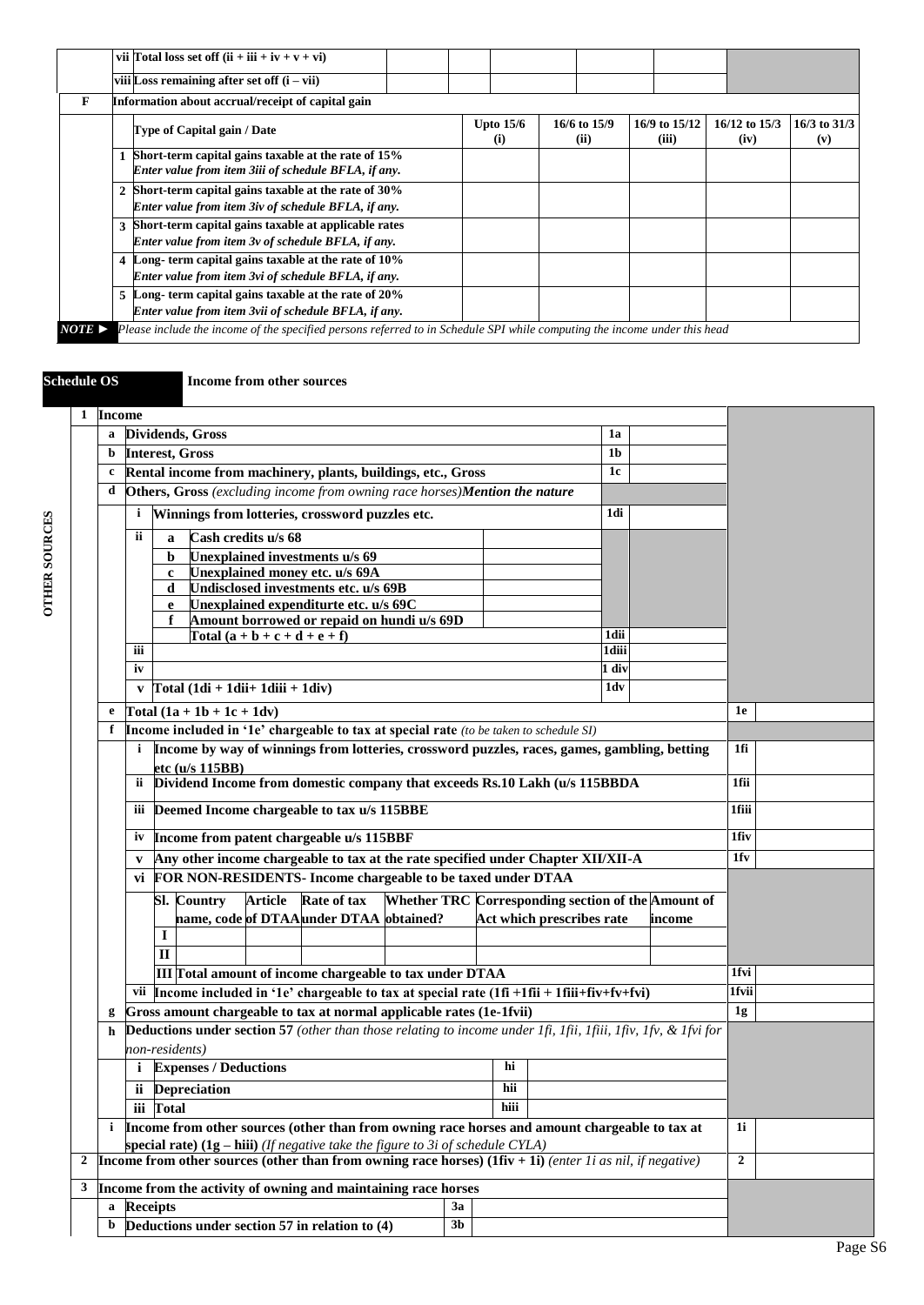| | | | | | | | | |
|---|---|---|---|---|---|---|---|---|
| | vii | Total loss set off (ii + iii + iv + v + vi) | | | | | | |
| | viii | Loss remaining after set off (i – vii) | | | | | | |
| **F** | | **Information about accrual/receipt of capital gain** | | | | | | |
| | | **Type of Capital gain / Date** | **Upto 15/6 (i)** | **16/6 to 15/9 (ii)** | **16/9 to 15/12 (iii)** | **16/12 to 15/3 (iv)** | **16/3 to 31/3 (v)** |
| | 1 | **Short-term capital gains taxable at the rate of 15%** *Enter value from item 3iii of schedule BFLA, if any.* | | | | | |
| | 2 | **Short-term capital gains taxable at the rate of 30%** *Enter value from item 3iv of schedule BFLA, if any.* | | | | | |
| | 3 | **Short-term capital gains taxable at applicable rates** *Enter value from item 3v of schedule BFLA, if any.* | | | | | |
| | 4 | **Long- term capital gains taxable at the rate of 10%** *Enter value from item 3vi of schedule BFLA, if any.* | | | | | |
| | 5 | **Long- term capital gains taxable at the rate of 20%** *Enter value from item 3vii of schedule BFLA, if any.* | | | | | |

***NOTE ►*** *Please include the income of the specified persons referred to in Schedule SPI while computing the income under this head*

## Schedule OS — Income from other sources

**OTHER SOURCES**

| | | | | | | |
|---|---|---|---|---|---|---|
| **1** | **Income** | | | | | |
| | **a** | **Dividends, Gross** | | **1a** | | |
| | **b** | **Interest, Gross** | | **1b** | | |
| | **c** | **Rental income from machinery, plants, buildings, etc., Gross** | | **1c** | | |
| | **d** | **Others, Gross** *(excluding income from owning race horses)* ***Mention the nature*** | | | | |
| | | **i** Winnings from lotteries, crossword puzzles etc. | | **1di** | | |
| | | **ii** a Cash credits u/s 68 | | | | |
| | | b Unexplained investments u/s 69 | | | | |
| | | c Unexplained money etc. u/s 69A | | | | |
| | | d Undisclosed investments etc. u/s 69B | | | | |
| | | e Unexplained expenditurte etc. u/s 69C | | | | |
| | | f Amount borrowed or repaid on hundi u/s 69D | | | | |
| | | Total (a + b + c + d + e + f) | | **1dii** | | |
| | | **iii** | | **1diii** | | |
| | | **iv** | | **1 div** | | |
| | | **v** Total (1di + 1dii+ 1diii + 1div) | | **1dv** | | |
| | **e** | **Total (1a + 1b + 1c + 1dv)** | | | **1e** | |
| | **f** | **Income included in '1e' chargeable to tax at special rate** *(to be taken to schedule SI)* | | | | |
| | | **i** Income by way of winnings from lotteries, crossword puzzles, races, games, gambling, betting etc (u/s 115BB) | | | **1fi** | |
| | | **ii** Dividend Income from domestic company that exceeds Rs.10 Lakh (u/s 115BBDA | | | **1fii** | |
| | | **iii** Deemed Income chargeable to tax u/s 115BBE | | | **1fiii** | |
| | | **iv** Income from patent chargeable u/s 115BBF | | | **1fiv** | |
| | | **v** Any other income chargeable to tax at the rate specified under Chapter XII/XII-A | | | **1fv** | |
| | | **vi** FOR NON-RESIDENTS- Income chargeable to be taxed under DTAA | | | | |

| Sl. | Country name, code | Article of DTAA | Rate of tax under DTAA | Whether TRC obtained? | Corresponding section of the Act which prescribes rate | Amount of income |
|---|---|---|---|---|---|---|
| I | | | | | | |
| II | | | | | | |
| III | Total amount of income chargeable to tax under DTAA | | | | | **1fvi** |

| | | | | | | |
|---|---|---|---|---|---|---|
| | | **vii** Income included in '1e' chargeable to tax at special rate (1fi +1fii + 1fiii+fiv+fv+fvi) | | | **1fvii** | |
| | **g** | **Gross amount chargeable to tax at normal applicable rates (1e-1fvii)** | | | **1g** | |
| | **h** | **Deductions under section 57** *(other than those relating to income under 1fi, 1fii, 1fiii, 1fiv, 1fv, & 1fvi for non-residents)* | | | | |
| | | **i** Expenses / Deductions | **hi** | | | |
| | | **ii** Depreciation | **hii** | | | |
| | | **iii** Total | **hiii** | | | |
| | **i** | **Income from other sources (other than from owning race horses and amount chargeable to tax at special rate) (1g – hiii)** *(If negative take the figure to 3i of schedule CYLA)* | | | **1i** | |
| **2** | | **Income from other sources (other than from owning race horses) (1fiv + 1i)** *(enter 1i as nil, if negative)* | | | **2** | |
| **3** | | **Income from the activity of owning and maintaining race horses** | | | | |
| | **a** | **Receipts** | **3a** | | | |
| | **b** | **Deductions under section 57 in relation to (4)** | **3b** | | | |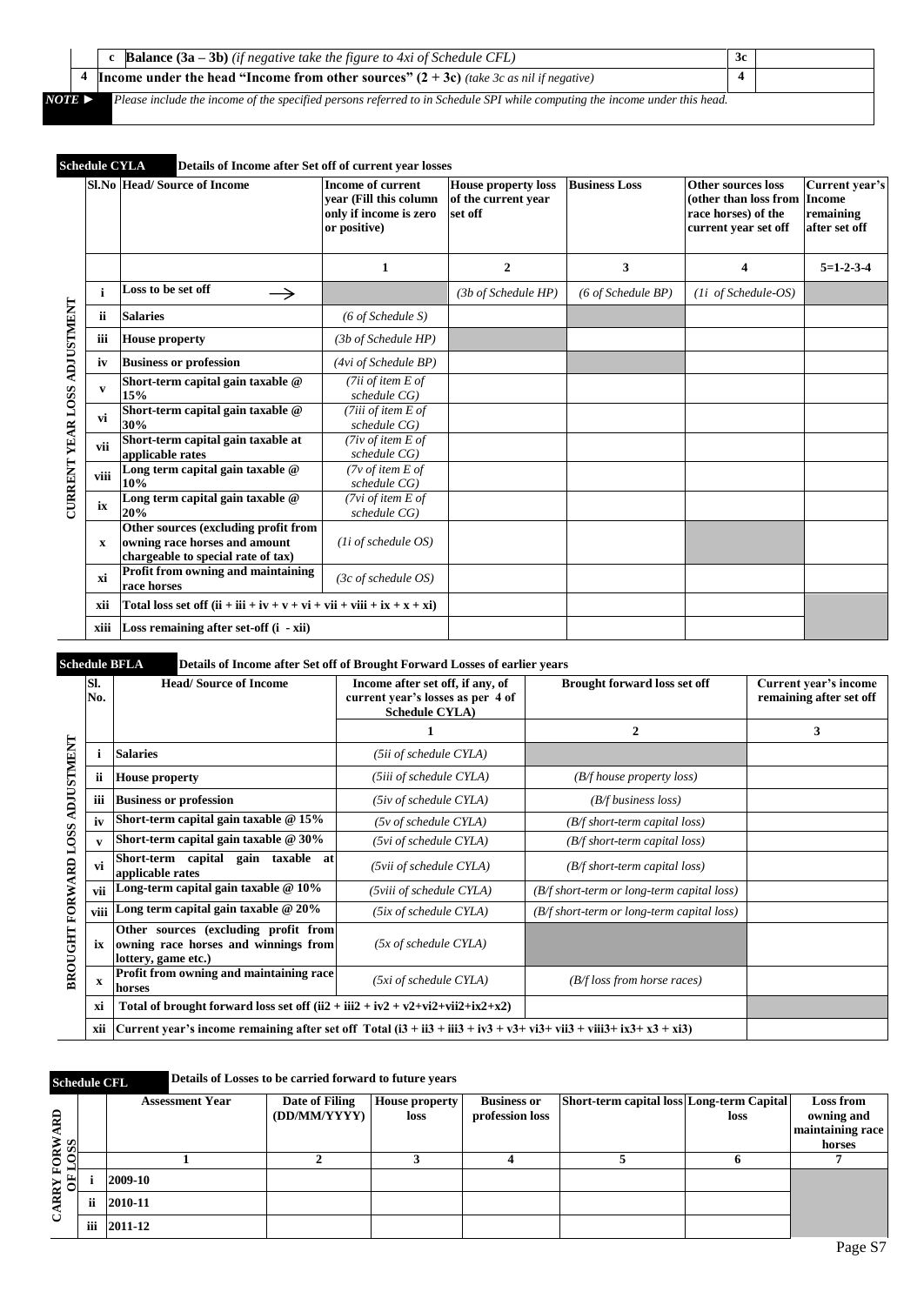| | | | | |
|---|---|---|---|---|
| | c | **Balance (3a – 3b)** *(if negative take the figure to 4xi of Schedule CFL)* | 3c | |
| 4 | **Income under the head "Income from other sources" (2 + 3c)** *(take 3c as nil if negative)* | | 4 | |

*NOTE ►* *Please include the income of the specified persons referred to in Schedule SPI while computing the income under this head.*

## Schedule CYLA — Details of Income after Set off of current year losses

**CURRENT YEAR LOSS ADJUSTMENT**

| Sl.No | Head/ Source of Income | Income of current year (Fill this column only if income is zero or positive) | House property loss of the current year set off | Business Loss | Other sources loss (other than loss from race horses) of the current year set off | Current year's Income remaining after set off |
|---|---|---|---|---|---|---|
| | | 1 | 2 | 3 | 4 | 5=1-2-3-4 |
| i | Loss to be set off → | | *(3b of Schedule HP)* | *(6 of Schedule BP)* | *(1i of Schedule-OS)* | |
| ii | Salaries | *(6 of Schedule S)* | | | | |
| iii | House property | *(3b of Schedule HP)* | | | | |
| iv | Business or profession | *(4vi of Schedule BP)* | | | | |
| v | Short-term capital gain taxable @ 15% | *(7ii of item E of schedule CG)* | | | | |
| vi | Short-term capital gain taxable @ 30% | *(7iii of item E of schedule CG)* | | | | |
| vii | Short-term capital gain taxable at applicable rates | *(7iv of item E of schedule CG)* | | | | |
| viii | Long term capital gain taxable @ 10% | *(7v of item E of schedule CG)* | | | | |
| ix | Long term capital gain taxable @ 20% | *(7vi of item E of schedule CG)* | | | | |
| x | Other sources (excluding profit from owning race horses and amount chargeable to special rate of tax) | *(1i of schedule OS)* | | | | |
| xi | Profit from owning and maintaining race horses | *(3c of schedule OS)* | | | | |
| xii | Total loss set off (ii + iii + iv + v + vi + vii + viii + ix + x + xi) | | | | | |
| xiii | Loss remaining after set-off (i - xii) | | | | | |

## Schedule BFLA — Details of Income after Set off of Brought Forward Losses of earlier years

**BROUGHT FORWARD LOSS ADJUSTMENT**

| Sl. No. | Head/ Source of Income | Income after set off, if any, of current year's losses as per 4 of Schedule CYLA) | Brought forward loss set off | Current year's income remaining after set off |
|---|---|---|---|---|
| | | 1 | 2 | 3 |
| i | Salaries | *(5ii of schedule CYLA)* | | |
| ii | House property | *(5iii of schedule CYLA)* | *(B/f house property loss)* | |
| iii | Business or profession | *(5iv of schedule CYLA)* | *(B/f business loss)* | |
| iv | Short-term capital gain taxable @ 15% | *(5v of schedule CYLA)* | *(B/f short-term capital loss)* | |
| v | Short-term capital gain taxable @ 30% | *(5vi of schedule CYLA)* | *(B/f short-term capital loss)* | |
| vi | Short-term capital gain taxable at applicable rates | *(5vii of schedule CYLA)* | *(B/f short-term capital loss)* | |
| vii | Long-term capital gain taxable @ 10% | *(5viii of schedule CYLA)* | *(B/f short-term or long-term capital loss)* | |
| viii | Long term capital gain taxable @ 20% | *(5ix of schedule CYLA)* | *(B/f short-term or long-term capital loss)* | |
| ix | Other sources (excluding profit from owning race horses and winnings from lottery, game etc.) | *(5x of schedule CYLA)* | | |
| x | Profit from owning and maintaining race horses | *(5xi of schedule CYLA)* | *(B/f loss from horse races)* | |
| xi | Total of brought forward loss set off (ii2 + iii2 + iv2 + v2+vi2+vii2+ix2+x2) | | | |
| xii | Current year's income remaining after set off Total (i3 + ii3 + iii3 + iv3 + v3+ vi3+ vii3 + viii3+ ix3+ x3 + xi3) | | | |

## Schedule CFL — Details of Losses to be carried forward to future years

**CARRY FORWARD OF LOSS**

| | Assessment Year | Date of Filing (DD/MM/YYYY) | House property loss | Business or profession loss | Short-term capital loss | Long-term Capital loss | Loss from owning and maintaining race horses |
|---|---|---|---|---|---|---|---|
| | 1 | 2 | 3 | 4 | 5 | 6 | 7 |
| i | 2009-10 | | | | | | |
| ii | 2010-11 | | | | | | |
| iii | 2011-12 | | | | | | |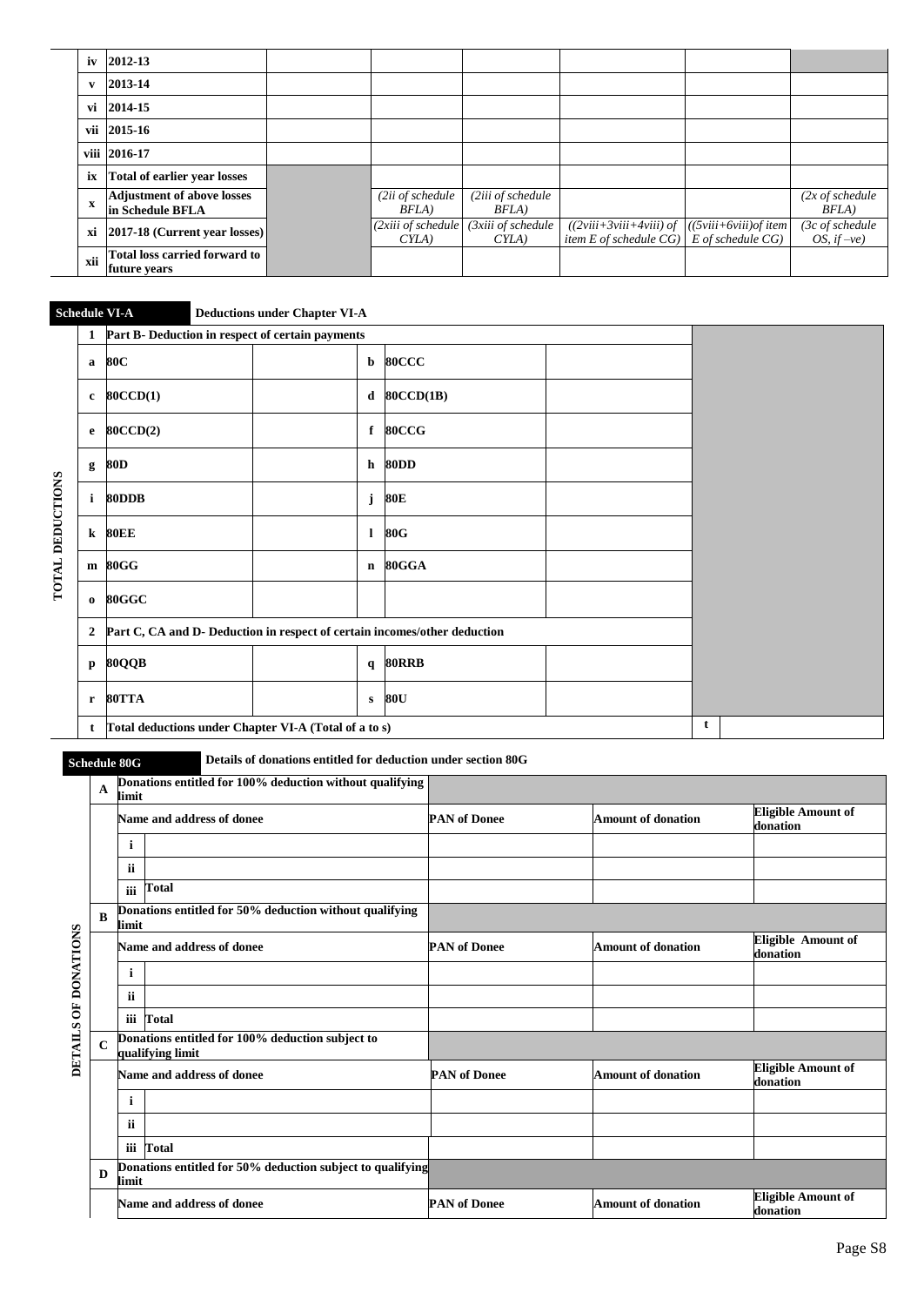| | | | | | | | |
|---|---|---|---|---|---|---|---|
| iv | 2012-13 | | | | | | |
| v | 2013-14 | | | | | | |
| vi | 2014-15 | | | | | | |
| vii | 2015-16 | | | | | | |
| viii | 2016-17 | | | | | | |
| ix | Total of earlier year losses | | | | | | |
| x | Adjustment of above losses in Schedule BFLA | | *(2ii of schedule BFLA)* | *(2iii of schedule BFLA)* | | | *(2x of schedule BFLA)* |
| xi | 2017-18 (Current year losses) | | *(2xiii of schedule CYLA)* | *(3xiii of schedule CYLA)* | *((2viii+3viii+4viii) of item E of schedule CG)* | *((5viii+6viii)of item E of schedule CG)* | *(3c of schedule OS, if –ve)* |
| xii | Total loss carried forward to future years | | | | | | |

**Schedule VI-A** **Deductions under Chapter VI-A**

**TOTAL DEDUCTIONS**

| | | | | | |
|---|---|---|---|---|---|
| **1** | **Part B- Deduction in respect of certain payments** | | | | |
| **a** | **80C** | | **b** | **80CCC** | |
| **c** | **80CCD(1)** | | **d** | **80CCD(1B)** | |
| **e** | **80CCD(2)** | | **f** | **80CCG** | |
| **g** | **80D** | | **h** | **80DD** | |
| **i** | **80DDB** | | **j** | **80E** | |
| **k** | **80EE** | | **l** | **80G** | |
| **m** | **80GG** | | **n** | **80GGA** | |
| **o** | **80GGC** | | | | |
| **2** | **Part C, CA and D- Deduction in respect of certain incomes/other deduction** | | | | |
| **p** | **80QQB** | | **q** | **80RRB** | |
| **r** | **80TTA** | | **s** | **80U** | |
| **t** | **Total deductions under Chapter VI-A (Total of a to s)** | | | **t** | |

**Schedule 80G** **Details of donations entitled for deduction under section 80G**

**DETAILS OF DONATIONS**

| | | | | | |
|---|---|---|---|---|---|
| **A** | **Donations entitled for 100% deduction without qualifying limit** | | | | |
| | **Name and address of donee** | | **PAN of Donee** | **Amount of donation** | **Eligible Amount of donation** |
| | **i** | | | | |
| | **ii** | | | | |
| | **iii** | **Total** | | | |
| **B** | **Donations entitled for 50% deduction without qualifying limit** | | | | |
| | **Name and address of donee** | | **PAN of Donee** | **Amount of donation** | **Eligible Amount of donation** |
| | **i** | | | | |
| | **ii** | | | | |
| | **iii** | **Total** | | | |
| **C** | **Donations entitled for 100% deduction subject to qualifying limit** | | | | |
| | **Name and address of donee** | | **PAN of Donee** | **Amount of donation** | **Eligible Amount of donation** |
| | **i** | | | | |
| | **ii** | | | | |
| | **iii** | **Total** | | | |
| **D** | **Donations entitled for 50% deduction subject to qualifying limit** | | | | |
| | **Name and address of donee** | | **PAN of Donee** | **Amount of donation** | **Eligible Amount of donation** |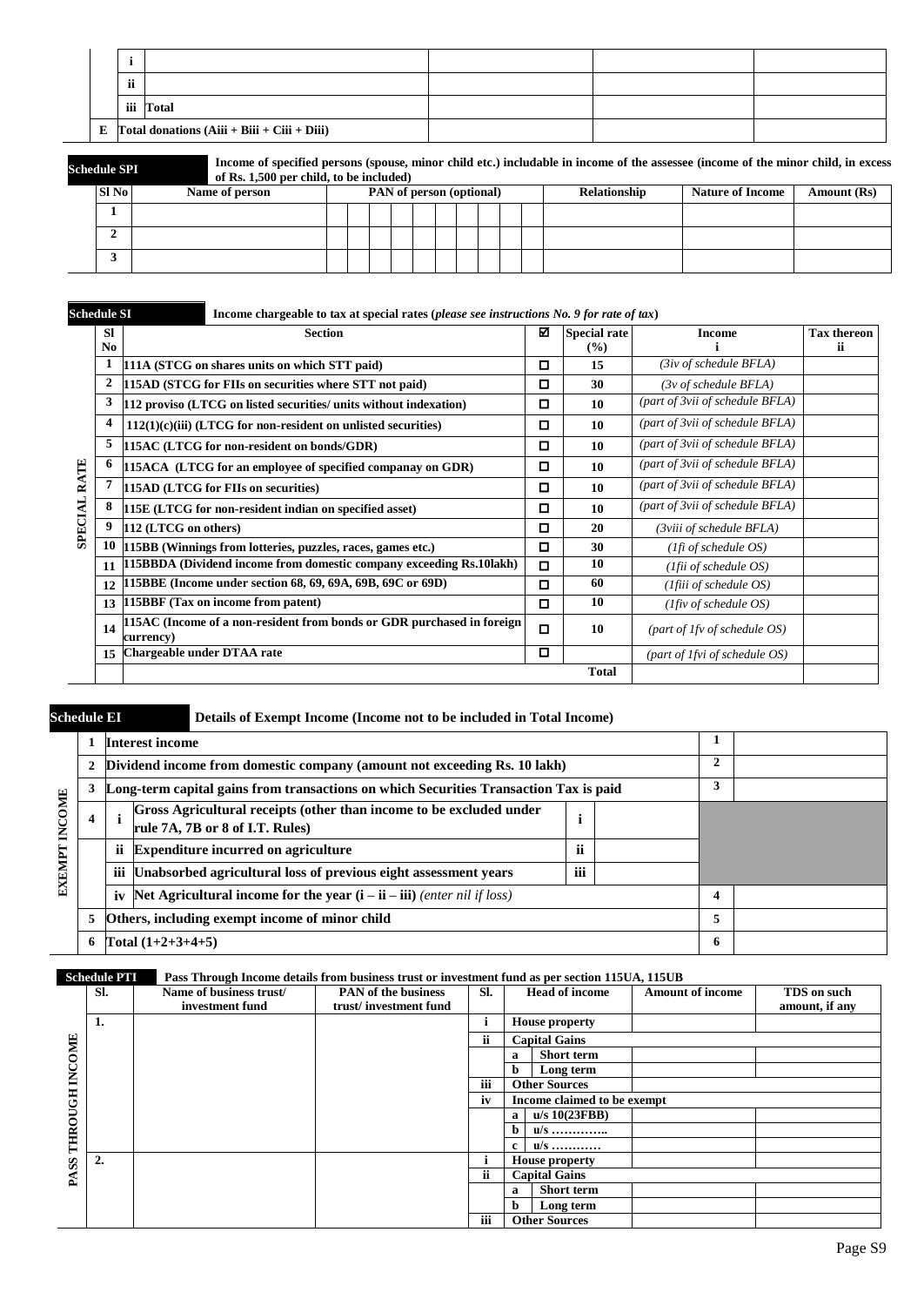| | | | | | |
|---|---|---|---|---|---|
| | i | | | | |
| | ii | | | | |
| | iii | Total | | | |
| E | | Total donations (Aiii + Biii + Ciii + Diii) | | | |

**Schedule SPI** — Income of specified persons (spouse, minor child etc.) includable in income of the assessee (income of the minor child, in excess of Rs. 1,500 per child, to be included)

| Sl No | Name of person | PAN of person (optional) | Relationship | Nature of Income | Amount (Rs) |
|---|---|---|---|---|---|
| 1 | | | | | |
| 2 | | | | | |
| 3 | | | | | |

**Schedule SI** — Income chargeable to tax at special rates (*please see instructions No. 9 for rate of tax*)

**SPECIAL RATE**

| Sl No | Section | ☑ | Special rate (%) | Income i | Tax thereon ii |
|---|---|---|---|---|---|
| 1 | 111A (STCG on shares units on which STT paid) | ☐ | 15 | *(3iv of schedule BFLA)* | |
| 2 | 115AD (STCG for FIIs on securities where STT not paid) | ☐ | 30 | *(3v of schedule BFLA)* | |
| 3 | 112 proviso (LTCG on listed securities/ units without indexation) | ☐ | 10 | *(part of 3vii of schedule BFLA)* | |
| 4 | 112(1)(c)(iii) (LTCG for non-resident on unlisted securities) | ☐ | 10 | *(part of 3vii of schedule BFLA)* | |
| 5 | 115AC (LTCG for non-resident on bonds/GDR) | ☐ | 10 | *(part of 3vii of schedule BFLA)* | |
| 6 | 115ACA (LTCG for an employee of specified companay on GDR) | ☐ | 10 | *(part of 3vii of schedule BFLA)* | |
| 7 | 115AD (LTCG for FIIs on securities) | ☐ | 10 | *(part of 3vii of schedule BFLA)* | |
| 8 | 115E (LTCG for non-resident indian on specified asset) | ☐ | 10 | *(part of 3vii of schedule BFLA)* | |
| 9 | 112 (LTCG on others) | ☐ | 20 | *(3viii of schedule BFLA)* | |
| 10 | 115BB (Winnings from lotteries, puzzles, races, games etc.) | ☐ | 30 | *(1fi of schedule OS)* | |
| 11 | 115BBDA (Dividend income from domestic company exceeding Rs.10lakh) | ☐ | 10 | *(1fii of schedule OS)* | |
| 12 | 115BBE (Income under section 68, 69, 69A, 69B, 69C or 69D) | ☐ | 60 | *(1fiii of schedule OS)* | |
| 13 | 115BBF (Tax on income from patent) | ☐ | 10 | *(1fiv of schedule OS)* | |
| 14 | 115AC (Income of a non-resident from bonds or GDR purchased in foreign currency) | ☐ | 10 | *(part of 1fv of schedule OS)* | |
| 15 | Chargeable under DTAA rate | ☐ | | *(part of 1fvi of schedule OS)* | |
| | | | Total | | |

**Schedule EI** — Details of Exempt Income (Income not to be included in Total Income)

**EXEMPT INCOME**

| | | | | | |
|---|---|---|---|---|---|
| 1 | Interest income | | | 1 | |
| 2 | Dividend income from domestic company (amount not exceeding Rs. 10 lakh) | | | 2 | |
| 3 | Long-term capital gains from transactions on which Securities Transaction Tax is paid | | | 3 | |
| 4 | i. Gross Agricultural receipts (other than income to be excluded under rule 7A, 7B or 8 of I.T. Rules) | i | | | |
| | ii. Expenditure incurred on agriculture | ii | | | |
| | iii. Unabsorbed agricultural loss of previous eight assessment years | iii | | | |
| | iv. Net Agricultural income for the year (i – ii – iii) *(enter nil if loss)* | | | 4 | |
| 5 | Others, including exempt income of minor child | | | 5 | |
| 6 | Total (1+2+3+4+5) | | | 6 | |

**Schedule PTI** — Pass Through Income details from business trust or investment fund as per section 115UA, 115UB

**PASS THROUGH INCOME**

| Sl. | Name of business trust/ investment fund | PAN of the business trust/ investment fund | Sl. | Head of income | Amount of income | TDS on such amount, if any |
|---|---|---|---|---|---|---|
| 1. | | | i | House property | | |
| | | | ii | Capital Gains | | |
| | | | | a Short term | | |
| | | | | b Long term | | |
| | | | iii | Other Sources | | |
| | | | iv | Income claimed to be exempt | | |
| | | | | a u/s 10(23FBB) | | |
| | | | | b u/s ………….. | | |
| | | | | c u/s ………… | | |
| 2. | | | i | House property | | |
| | | | ii | Capital Gains | | |
| | | | | a Short term | | |
| | | | | b Long term | | |
| | | | iii | Other Sources | | |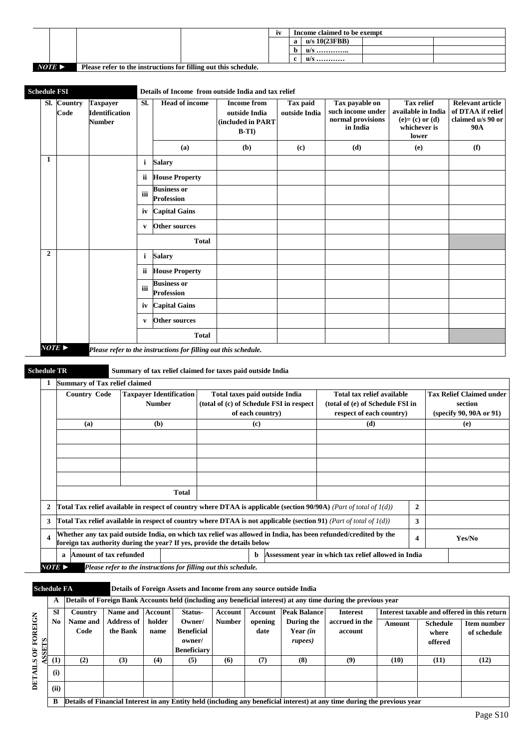| | | | | iv | Income claimed to be exempt | | |
|---|---|---|---|---|---|---|---|
| | | | | a | u/s 10(23FBB) | | |
| | | | | b | u/s ………….. | | |
| | | | | c | u/s ………… | | |

*NOTE* ► Please refer to the instructions for filling out this schedule.

**Schedule FSI** — Details of Income from outside India and tax relief

| Sl. | Country Code | Taxpayer Identification Number | Sl. | Head of income | Income from outside India (included in PART B-TI) | Tax paid outside India | Tax payable on such income under normal provisions in India | Tax relief available in India (e)= (c) or (d) whichever is lower | Relevant article of DTAA if relief claimed u/s 90 or 90A |
|---|---|---|---|---|---|---|---|---|---|
| | | | | (a) | (b) | (c) | (d) | (e) | (f) |
| 1 | | | i | Salary | | | | | |
| | | | ii | House Property | | | | | |
| | | | iii | Business or Profession | | | | | |
| | | | iv | Capital Gains | | | | | |
| | | | v | Other sources | | | | | |
| | | | | Total | | | | | |
| 2 | | | i | Salary | | | | | |
| | | | ii | House Property | | | | | |
| | | | iii | Business or Profession | | | | | |
| | | | iv | Capital Gains | | | | | |
| | | | v | Other sources | | | | | |
| | | | | Total | | | | | |

*NOTE ►* *Please refer to the instructions for filling out this schedule.*

**Schedule TR** — Summary of tax relief claimed for taxes paid outside India

| 1 | Summary of Tax relief claimed | | | | |
|---|---|---|---|---|---|
| | Country Code | Taxpayer Identification Number | Total taxes paid outside India (total of (c) of Schedule FSI in respect of each country) | Total tax relief available (total of (e) of Schedule FSI in respect of each country) | Tax Relief Claimed under section (specify 90, 90A or 91) |
| | (a) | (b) | (c) | (d) | (e) |
| | | | | | |
| | | | | | |
| | | | | | |
| | | | | | |
| | | Total | | | |

| | | | |
|---|---|---|---|
| 2 | Total Tax relief available in respect of country where DTAA is applicable (section 90/90A) *(Part of total of 1(d))* | 2 | |
| 3 | Total Tax relief available in respect of country where DTAA is not applicable (section 91) *(Part of total of 1(d))* | 3 | |
| 4 | Whether any tax paid outside India, on which tax relief was allowed in India, has been refunded/credited by the foreign tax authority during the year? If yes, provide the details below | 4 | Yes/No |
| | a Amount of tax refunded | b Assessment year in which tax relief allowed in India | |

*NOTE ►* *Please refer to the instructions for filling out this schedule.*

**Schedule FA** — Details of Foreign Assets and Income from any source outside India

**DETAILS OF FOREIGN ASSETS**

**A** Details of Foreign Bank Accounts held (including any beneficial interest) at any time during the previous year

| Sl No | Country Name and Code | Name and Address of the Bank | Account holder name | Status- Owner/ Beneficial owner/ Beneficiary | Account Number | Account opening date | Peak Balance During the Year *(in rupees)* | Interest accrued in the account | Interest taxable and offered in this return | | |
|---|---|---|---|---|---|---|---|---|---|---|---|
| | | | | | | | | | Amount | Schedule where offered | Item number of schedule |
| (1) | (2) | (3) | (4) | (5) | (6) | (7) | (8) | (9) | (10) | (11) | (12) |
| (i) | | | | | | | | | | | |
| (ii) | | | | | | | | | | | |

**B** Details of Financial Interest in any Entity held (including any beneficial interest) at any time during the previous year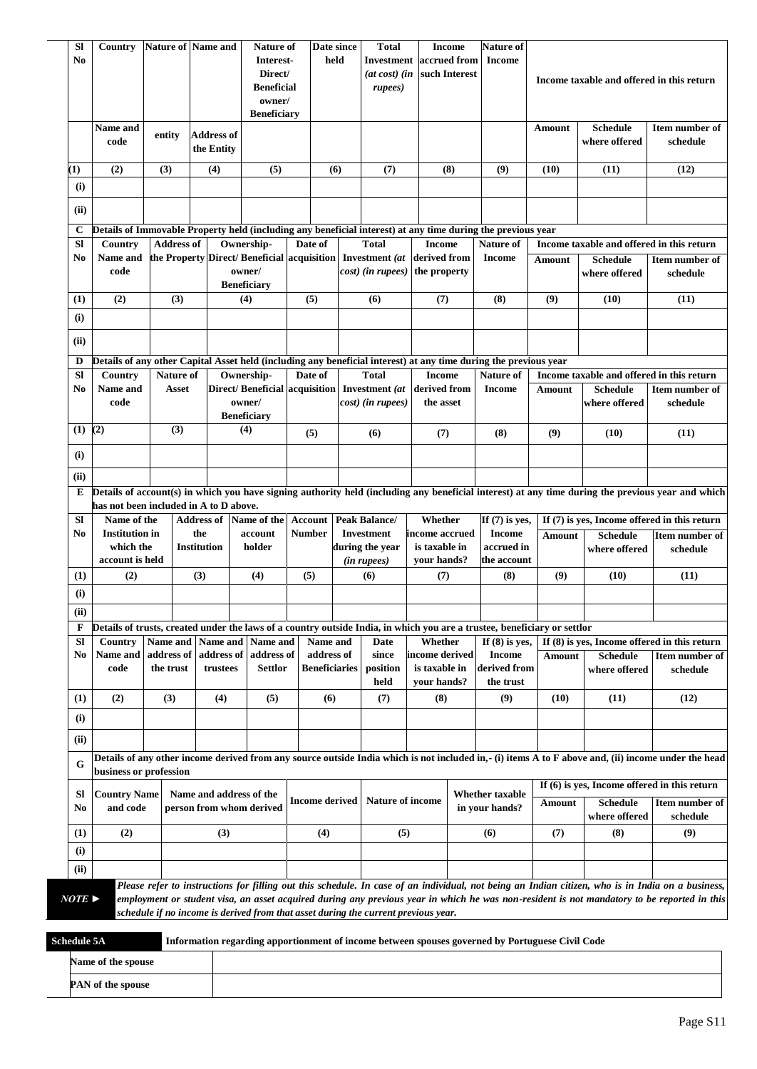| Sl No | Country | Nature of entity | Name and Address of the Entity | Nature of Interest- Direct/ Beneficial owner/ Beneficiary | Date since held | Total Investment *(at cost) (in rupees)* | Income accrued from such Interest | Nature of Income | Income taxable and offered in this return | | |
|---|---|---|---|---|---|---|---|---|---|---|---|
| | Name and code | | | | | | | | Amount | Schedule where offered | Item number of schedule |
| (1) | (2) | (3) | (4) | (5) | (6) | (7) | (8) | (9) | (10) | (11) | (12) |
| (i) | | | | | | | | | | | |
| (ii) | | | | | | | | | | | |

**C** Details of Immovable Property held (including any beneficial interest) at any time during the previous year

| Sl No | Country Name and code | Address of the Property | Ownership- Direct/ Beneficial owner/ Beneficiary | Date of acquisition | Total Investment *(at cost) (in rupees)* | Income derived from the property | Nature of Income | Income taxable and offered in this return | | |
|---|---|---|---|---|---|---|---|---|---|---|
| | | | | | | | | Amount | Schedule where offered | Item number of schedule |
| (1) | (2) | (3) | (4) | (5) | (6) | (7) | (8) | (9) | (10) | (11) |
| (i) | | | | | | | | | | |
| (ii) | | | | | | | | | | |

**D** Details of any other Capital Asset held (including any beneficial interest) at any time during the previous year

| Sl No | Country Name and code | Nature of Asset | Ownership- Direct/ Beneficial owner/ Beneficiary | Date of acquisition | Total Investment *(at cost) (in rupees)* | Income derived from the asset | Nature of Income | Income taxable and offered in this return | | |
|---|---|---|---|---|---|---|---|---|---|---|
| | | | | | | | | Amount | Schedule where offered | Item number of schedule |
| (1) | (2) | (3) | (4) | (5) | (6) | (7) | (8) | (9) | (10) | (11) |
| (i) | | | | | | | | | | |
| (ii) | | | | | | | | | | |

**E** Details of account(s) in which you have signing authority held (including any beneficial interest) at any time during the previous year and which has not been included in A to D above.

| Sl No | Name of the Institution in which the account is held | Address of the Institution | Name of the account holder | Account Number | Peak Balance/ Investment during the year *(in rupees)* | Whether income accrued is taxable in your hands? | If (7) is yes, Income accrued in the account | If (7) is yes, Income offered in this return | | |
|---|---|---|---|---|---|---|---|---|---|---|
| | | | | | | | | Amount | Schedule where offered | Item number of schedule |
| (1) | (2) | (3) | (4) | (5) | (6) | (7) | (8) | (9) | (10) | (11) |
| (i) | | | | | | | | | | |
| (ii) | | | | | | | | | | |

**F** Details of trusts, created under the laws of a country outside India, in which you are a trustee, beneficiary or settlor

| Sl No | Country Name and code | Name and address of the trust | Name and address of trustees | Name and address of Settlor | Name and address of Beneficiaries | Date since position held | Whether income derived is taxable in your hands? | If (8) is yes, Income derived from the trust | If (8) is yes, Income offered in this return | | |
|---|---|---|---|---|---|---|---|---|---|---|---|
| | | | | | | | | | Amount | Schedule where offered | Item number of schedule |
| (1) | (2) | (3) | (4) | (5) | (6) | (7) | (8) | (9) | (10) | (11) | (12) |
| (i) | | | | | | | | | | | |
| (ii) | | | | | | | | | | | |

**G** Details of any other income derived from any source outside India which is not included in,- (i) items A to F above and, (ii) income under the head business or profession

| Sl No | Country Name and code | Name and address of the person from whom derived | Income derived | Nature of income | Whether taxable in your hands? | If (6) is yes, Income offered in this return | | |
|---|---|---|---|---|---|---|---|---|
| | | | | | | Amount | Schedule where offered | Item number of schedule |
| (1) | (2) | (3) | (4) | (5) | (6) | (7) | (8) | (9) |
| (i) | | | | | | | | |
| (ii) | | | | | | | | |

**NOTE ►** *Please refer to instructions for filling out this schedule. In case of an individual, not being an Indian citizen, who is in India on a business, employment or student visa, an asset acquired during any previous year in which he has non-resident is not mandatory to be reported in this schedule if no income is derived from that asset during the current previous year.*

**Schedule 5A** **Information regarding apportionment of income between spouses governed by Portuguese Civil Code**

| | |
|---|---|
| Name of the spouse | |
| PAN of the spouse | |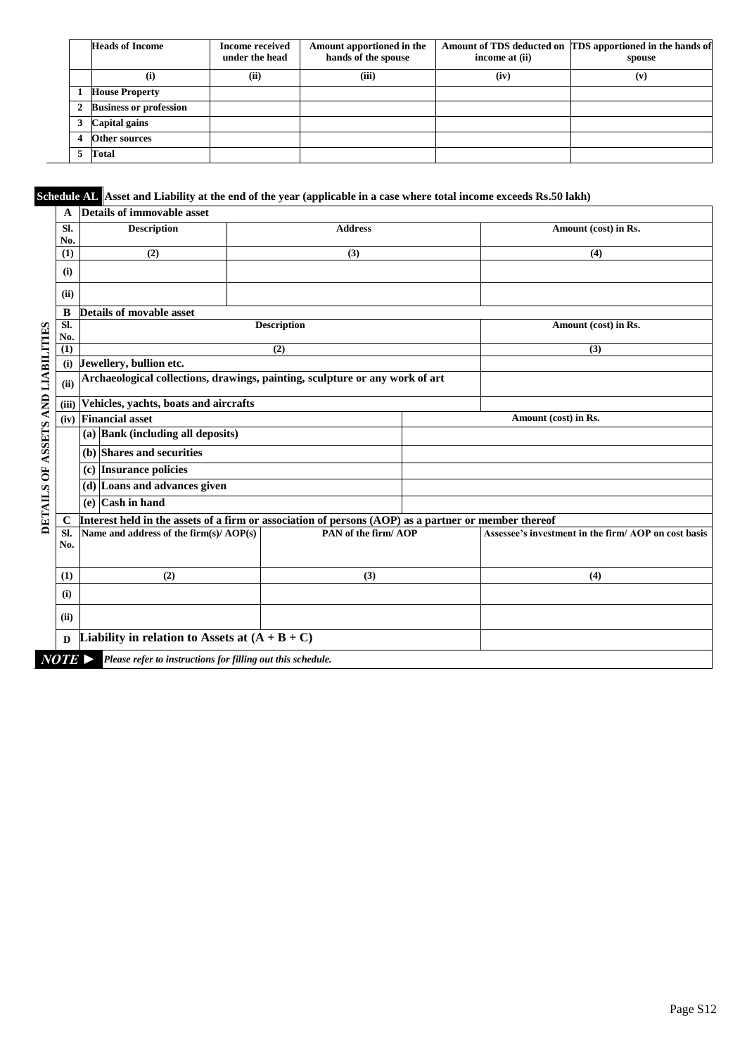| | Heads of Income | Income received under the head | Amount apportioned in the hands of the spouse | Amount of TDS deducted on income at (ii) | TDS apportioned in the hands of spouse |
|---|---|---|---|---|---|
| | (i) | (ii) | (iii) | (iv) | (v) |
| 1 | House Property | | | | |
| 2 | Business or profession | | | | |
| 3 | Capital gains | | | | |
| 4 | Other sources | | | | |
| 5 | Total | | | | |

**Schedule AL** **Asset and Liability at the end of the year (applicable in a case where total income exceeds Rs.50 lakh)**

**DETAILS OF ASSETS AND LIABILITIES**

**A** **Details of immovable asset**

| Sl. No. | Description | Address | Amount (cost) in Rs. |
|---|---|---|---|
| (1) | (2) | (3) | (4) |
| (i) | | | |
| (ii) | | | |

**B** **Details of movable asset**

| Sl. No. | Description | Amount (cost) in Rs. |
|---|---|---|
| (1) | (2) | (3) |
| (i) | Jewellery, bullion etc. | |
| (ii) | Archaeological collections, drawings, painting, sculpture or any work of art | |
| (iii) | Vehicles, yachts, boats and aircrafts | |
| (iv) | Financial asset | Amount (cost) in Rs. |
| | (a) Bank (including all deposits) | |
| | (b) Shares and securities | |
| | (c) Insurance policies | |
| | (d) Loans and advances given | |
| | (e) Cash in hand | |

**C** **Interest held in the assets of a firm or association of persons (AOP) as a partner or member thereof**

| Sl. No. | Name and address of the firm(s)/ AOP(s) | PAN of the firm/ AOP | Assessee's investment in the firm/ AOP on cost basis |
|---|---|---|---|
| (1) | (2) | (3) | (4) |
| (i) | | | |
| (ii) | | | |

| | | |
|---|---|---|
| **D** | **Liability in relation to Assets at (A + B + C)** | |

***NOTE ►*** *Please refer to instructions for filling out this schedule.*